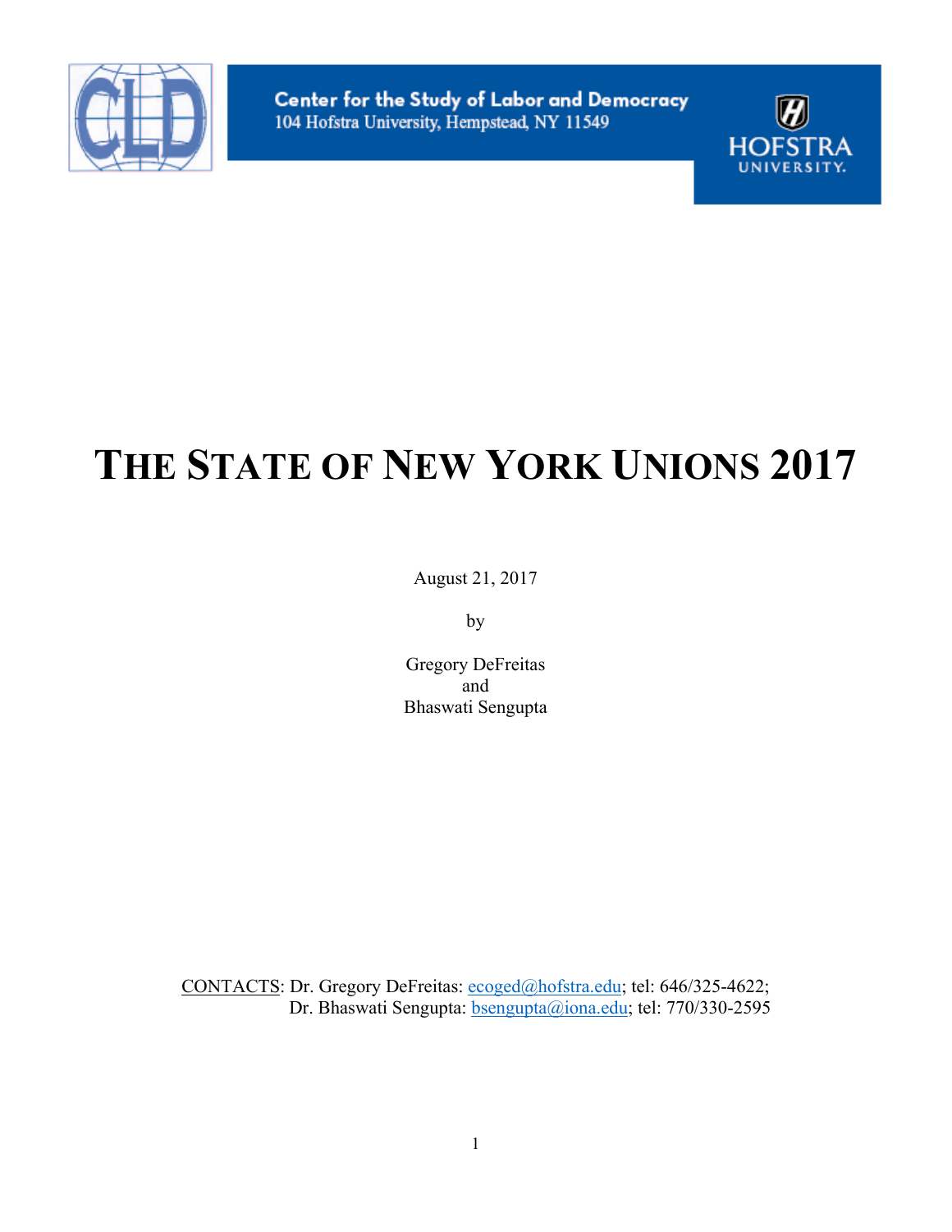Center for the Study of Labor and Democracy
104 Hofstra University, Hempstead, NY 11549

HOFSTRA UNIVERSITY.

# THE STATE OF NEW YORK UNIONS 2017

August 21, 2017

by

Gregory DeFreitas
and
Bhaswati Sengupta

CONTACTS: Dr. Gregory DeFreitas: ecoged@hofstra.edu; tel: 646/325-4622;
Dr. Bhaswati Sengupta: bsengupta@iona.edu; tel: 770/330-2595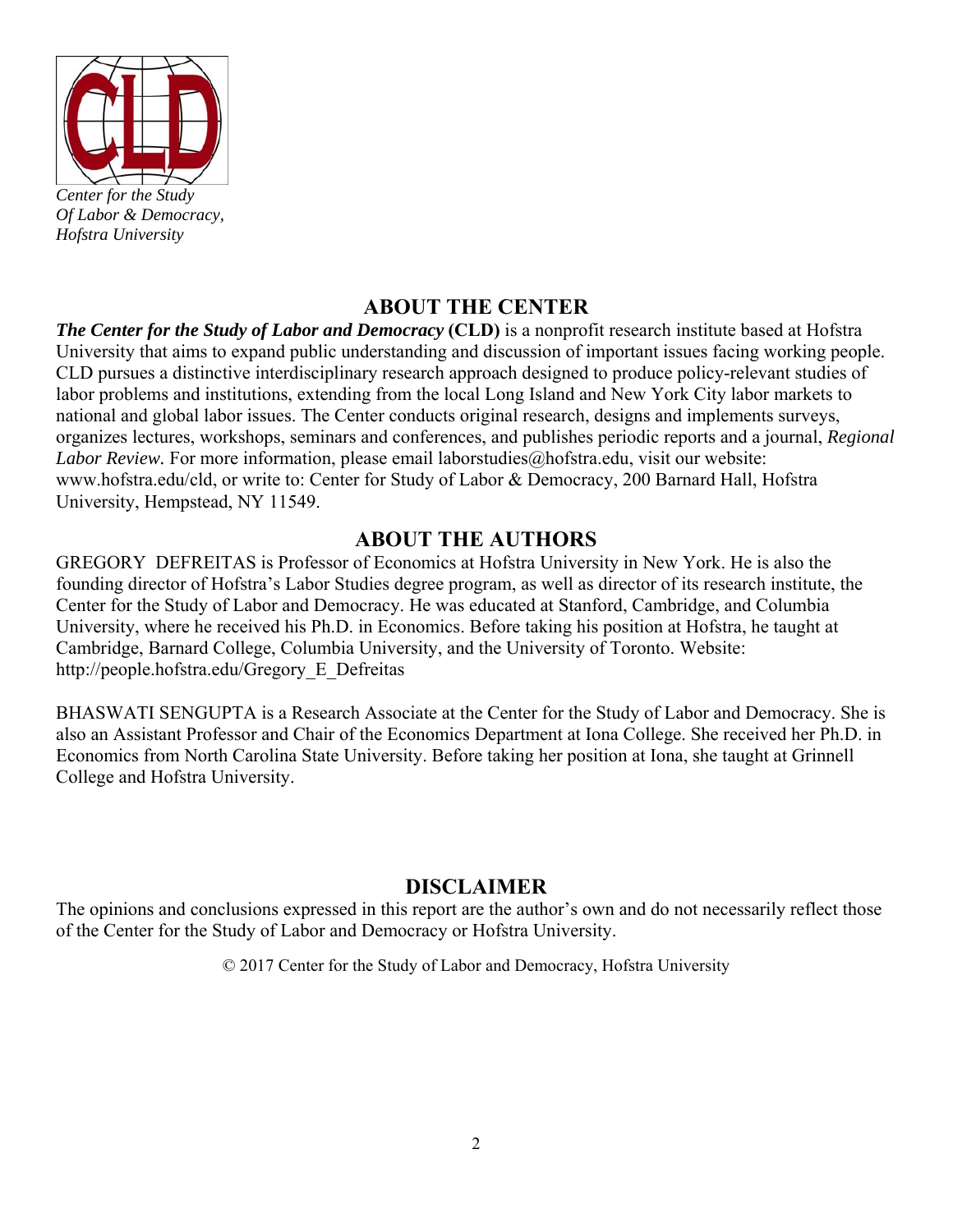*Center for the Study*
*Of Labor & Democracy,*
*Hofstra University*

## ABOUT THE CENTER

***The Center for the Study of Labor and Democracy*** **(CLD)** is a nonprofit research institute based at Hofstra University that aims to expand public understanding and discussion of important issues facing working people. CLD pursues a distinctive interdisciplinary research approach designed to produce policy-relevant studies of labor problems and institutions, extending from the local Long Island and New York City labor markets to national and global labor issues. The Center conducts original research, designs and implements surveys, organizes lectures, workshops, seminars and conferences, and publishes periodic reports and a journal, *Regional Labor Review.* For more information, please email laborstudies@hofstra.edu, visit our website: www.hofstra.edu/cld, or write to: Center for Study of Labor & Democracy, 200 Barnard Hall, Hofstra University, Hempstead, NY 11549.

## ABOUT THE AUTHORS

GREGORY DEFREITAS is Professor of Economics at Hofstra University in New York. He is also the founding director of Hofstra's Labor Studies degree program, as well as director of its research institute, the Center for the Study of Labor and Democracy. He was educated at Stanford, Cambridge, and Columbia University, where he received his Ph.D. in Economics. Before taking his position at Hofstra, he taught at Cambridge, Barnard College, Columbia University, and the University of Toronto. Website: http://people.hofstra.edu/Gregory_E_Defreitas

BHASWATI SENGUPTA is a Research Associate at the Center for the Study of Labor and Democracy. She is also an Assistant Professor and Chair of the Economics Department at Iona College. She received her Ph.D. in Economics from North Carolina State University. Before taking her position at Iona, she taught at Grinnell College and Hofstra University.

## DISCLAIMER

The opinions and conclusions expressed in this report are the author's own and do not necessarily reflect those of the Center for the Study of Labor and Democracy or Hofstra University.

© 2017 Center for the Study of Labor and Democracy, Hofstra University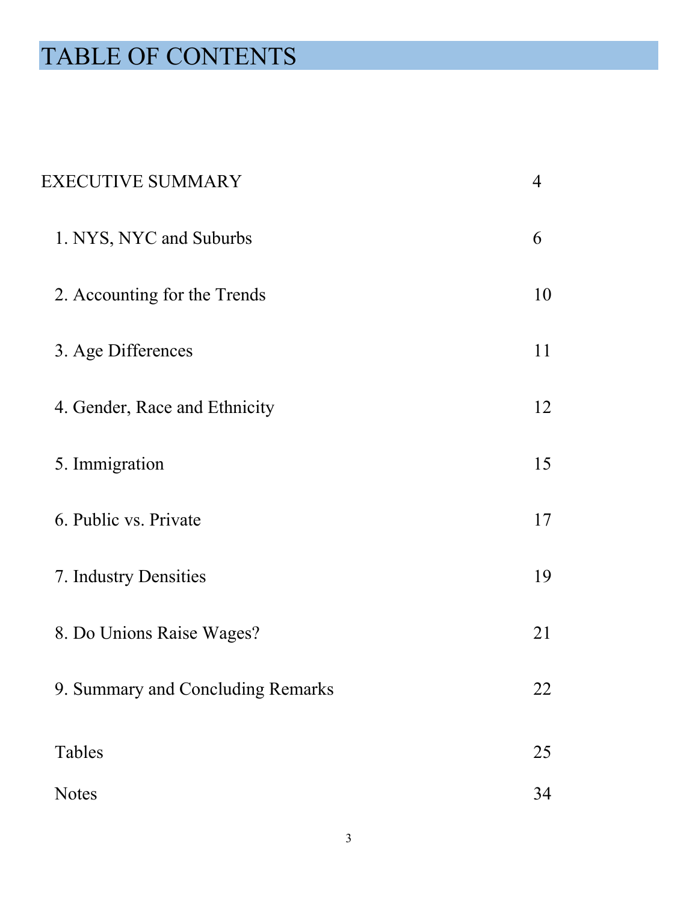# TABLE OF CONTENTS

| | |
|---|---|
| EXECUTIVE SUMMARY | 4 |
| 1. NYS, NYC and Suburbs | 6 |
| 2. Accounting for the Trends | 10 |
| 3. Age Differences | 11 |
| 4. Gender, Race and Ethnicity | 12 |
| 5. Immigration | 15 |
| 6. Public vs. Private | 17 |
| 7. Industry Densities | 19 |
| 8. Do Unions Raise Wages? | 21 |
| 9. Summary and Concluding Remarks | 22 |
| Tables | 25 |
| Notes | 34 |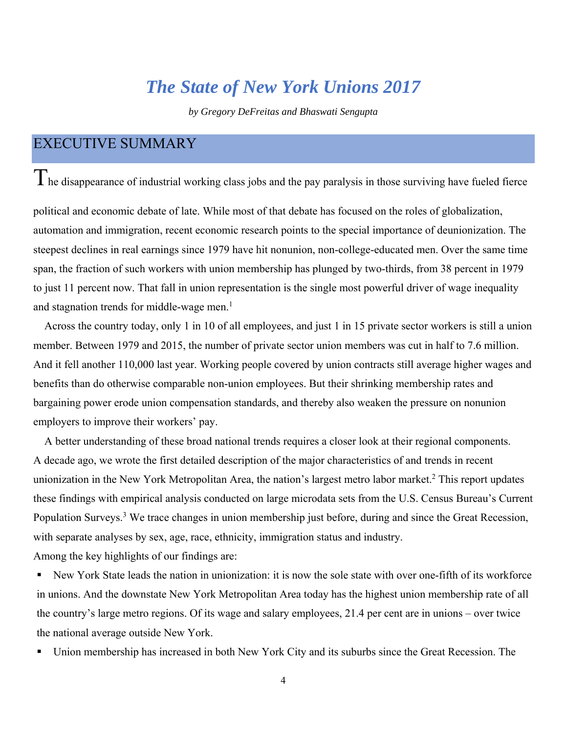# *The State of New York Unions 2017*

*by Gregory DeFreitas and Bhaswati Sengupta*

## EXECUTIVE SUMMARY

The disappearance of industrial working class jobs and the pay paralysis in those surviving have fueled fierce political and economic debate of late. While most of that debate has focused on the roles of globalization, automation and immigration, recent economic research points to the special importance of deunionization. The steepest declines in real earnings since 1979 have hit nonunion, non-college-educated men. Over the same time span, the fraction of such workers with union membership has plunged by two-thirds, from 38 percent in 1979 to just 11 percent now. That fall in union representation is the single most powerful driver of wage inequality and stagnation trends for middle-wage men.[1]

Across the country today, only 1 in 10 of all employees, and just 1 in 15 private sector workers is still a union member. Between 1979 and 2015, the number of private sector union members was cut in half to 7.6 million. And it fell another 110,000 last year. Working people covered by union contracts still average higher wages and benefits than do otherwise comparable non-union employees. But their shrinking membership rates and bargaining power erode union compensation standards, and thereby also weaken the pressure on nonunion employers to improve their workers' pay.

A better understanding of these broad national trends requires a closer look at their regional components. A decade ago, we wrote the first detailed description of the major characteristics of and trends in recent unionization in the New York Metropolitan Area, the nation's largest metro labor market.[2] This report updates these findings with empirical analysis conducted on large microdata sets from the U.S. Census Bureau's Current Population Surveys.[3] We trace changes in union membership just before, during and since the Great Recession, with separate analyses by sex, age, race, ethnicity, immigration status and industry.

Among the key highlights of our findings are:

- New York State leads the nation in unionization: it is now the sole state with over one-fifth of its workforce in unions. And the downstate New York Metropolitan Area today has the highest union membership rate of all the country's large metro regions. Of its wage and salary employees, 21.4 per cent are in unions – over twice the national average outside New York.
- Union membership has increased in both New York City and its suburbs since the Great Recession. The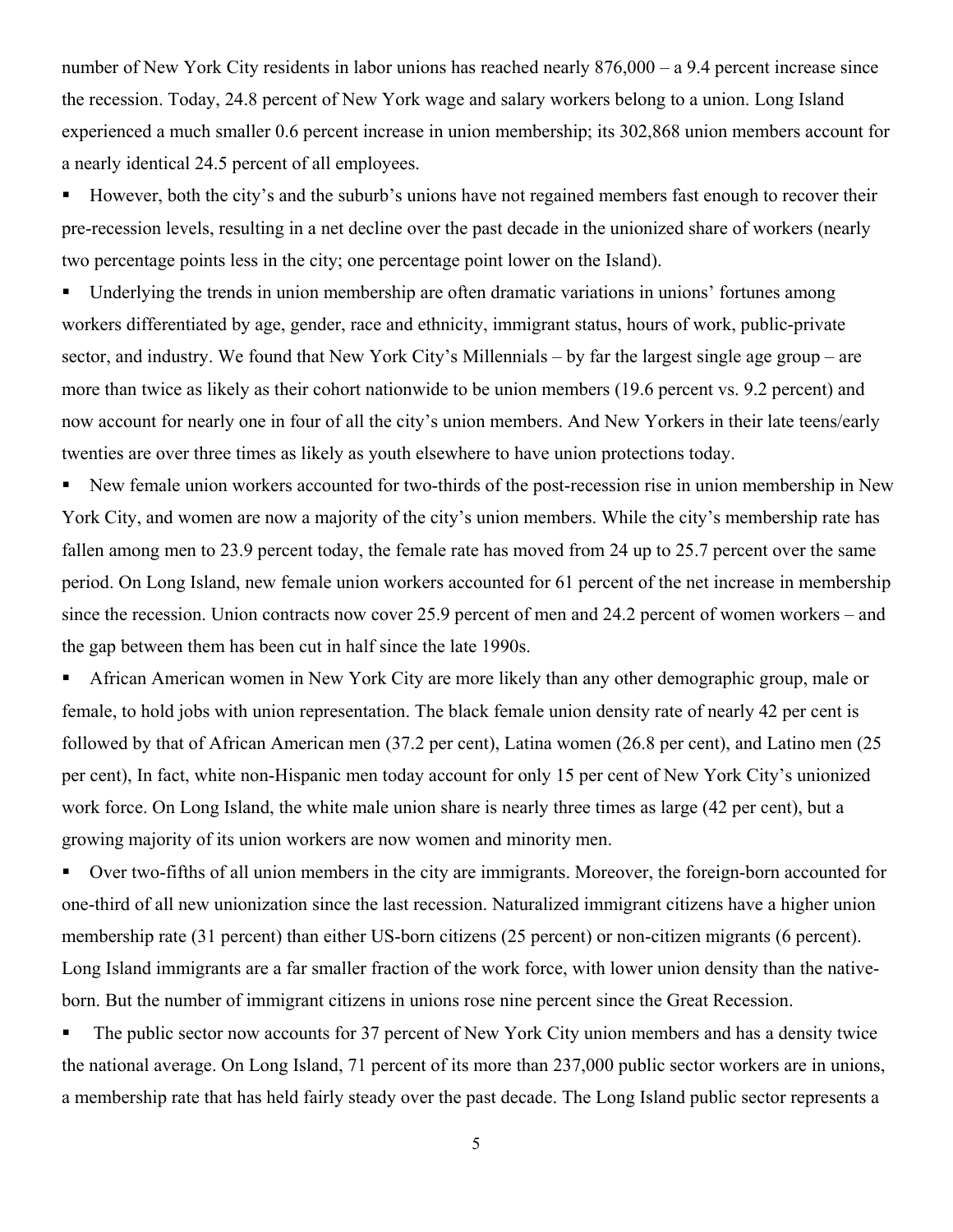number of New York City residents in labor unions has reached nearly 876,000 – a 9.4 percent increase since the recession. Today, 24.8 percent of New York wage and salary workers belong to a union. Long Island experienced a much smaller 0.6 percent increase in union membership; its 302,868 union members account for a nearly identical 24.5 percent of all employees.

- However, both the city's and the suburb's unions have not regained members fast enough to recover their pre-recession levels, resulting in a net decline over the past decade in the unionized share of workers (nearly two percentage points less in the city; one percentage point lower on the Island).
- Underlying the trends in union membership are often dramatic variations in unions' fortunes among workers differentiated by age, gender, race and ethnicity, immigrant status, hours of work, public-private sector, and industry. We found that New York City's Millennials – by far the largest single age group – are more than twice as likely as their cohort nationwide to be union members (19.6 percent vs. 9.2 percent) and now account for nearly one in four of all the city's union members. And New Yorkers in their late teens/early twenties are over three times as likely as youth elsewhere to have union protections today.
- New female union workers accounted for two-thirds of the post-recession rise in union membership in New York City, and women are now a majority of the city's union members. While the city's membership rate has fallen among men to 23.9 percent today, the female rate has moved from 24 up to 25.7 percent over the same period. On Long Island, new female union workers accounted for 61 percent of the net increase in membership since the recession. Union contracts now cover 25.9 percent of men and 24.2 percent of women workers – and the gap between them has been cut in half since the late 1990s.
- African American women in New York City are more likely than any other demographic group, male or female, to hold jobs with union representation. The black female union density rate of nearly 42 per cent is followed by that of African American men (37.2 per cent), Latina women (26.8 per cent), and Latino men (25 per cent), In fact, white non-Hispanic men today account for only 15 per cent of New York City's unionized work force. On Long Island, the white male union share is nearly three times as large (42 per cent), but a growing majority of its union workers are now women and minority men.
- Over two-fifths of all union members in the city are immigrants. Moreover, the foreign-born accounted for one-third of all new unionization since the last recession. Naturalized immigrant citizens have a higher union membership rate (31 percent) than either US-born citizens (25 percent) or non-citizen migrants (6 percent). Long Island immigrants are a far smaller fraction of the work force, with lower union density than the native-born. But the number of immigrant citizens in unions rose nine percent since the Great Recession.
- The public sector now accounts for 37 percent of New York City union members and has a density twice the national average. On Long Island, 71 percent of its more than 237,000 public sector workers are in unions, a membership rate that has held fairly steady over the past decade. The Long Island public sector represents a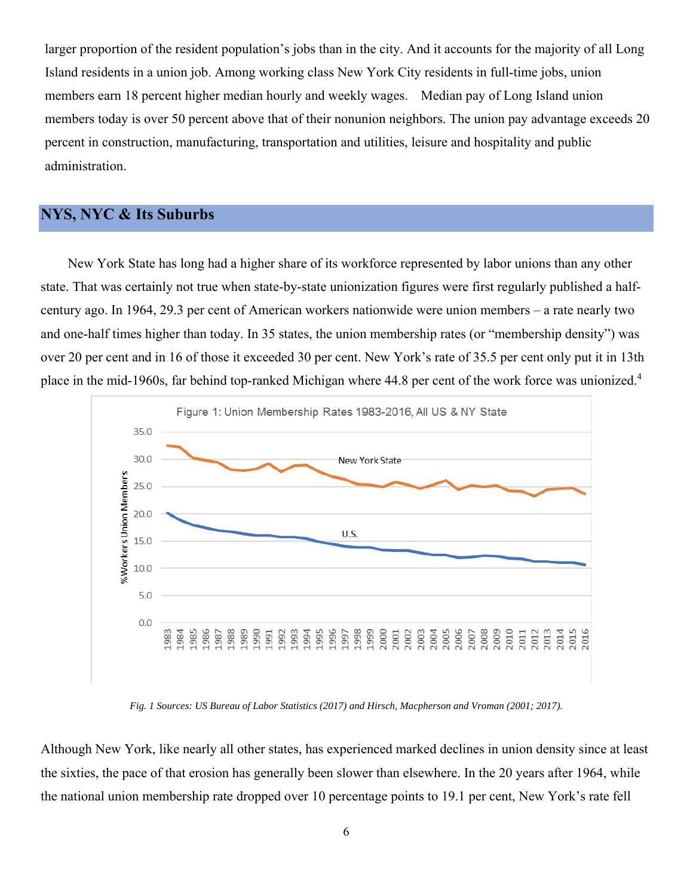larger proportion of the resident population's jobs than in the city. And it accounts for the majority of all Long Island residents in a union job. Among working class New York City residents in full-time jobs, union members earn 18 percent higher median hourly and weekly wages. Median pay of Long Island union members today is over 50 percent above that of their nonunion neighbors. The union pay advantage exceeds 20 percent in construction, manufacturing, transportation and utilities, leisure and hospitality and public administration.

## NYS, NYC & Its Suburbs

New York State has long had a higher share of its workforce represented by labor unions than any other state. That was certainly not true when state-by-state unionization figures were first regularly published a half-century ago. In 1964, 29.3 per cent of American workers nationwide were union members – a rate nearly two and one-half times higher than today. In 35 states, the union membership rates (or "membership density") was over 20 per cent and in 16 of those it exceeded 30 per cent. New York's rate of 35.5 per cent only put it in 13th place in the mid-1960s, far behind top-ranked Michigan where 44.8 per cent of the work force was unionized.[4]

Figure 1: Union Membership Rates 1983-2016, All US & NY State

*Fig. 1 Sources: US Bureau of Labor Statistics (2017) and Hirsch, Macpherson and Vroman (2001; 2017).*

Although New York, like nearly all other states, has experienced marked declines in union density since at least the sixties, the pace of that erosion has generally been slower than elsewhere. In the 20 years after 1964, while the national union membership rate dropped over 10 percentage points to 19.1 per cent, New York's rate fell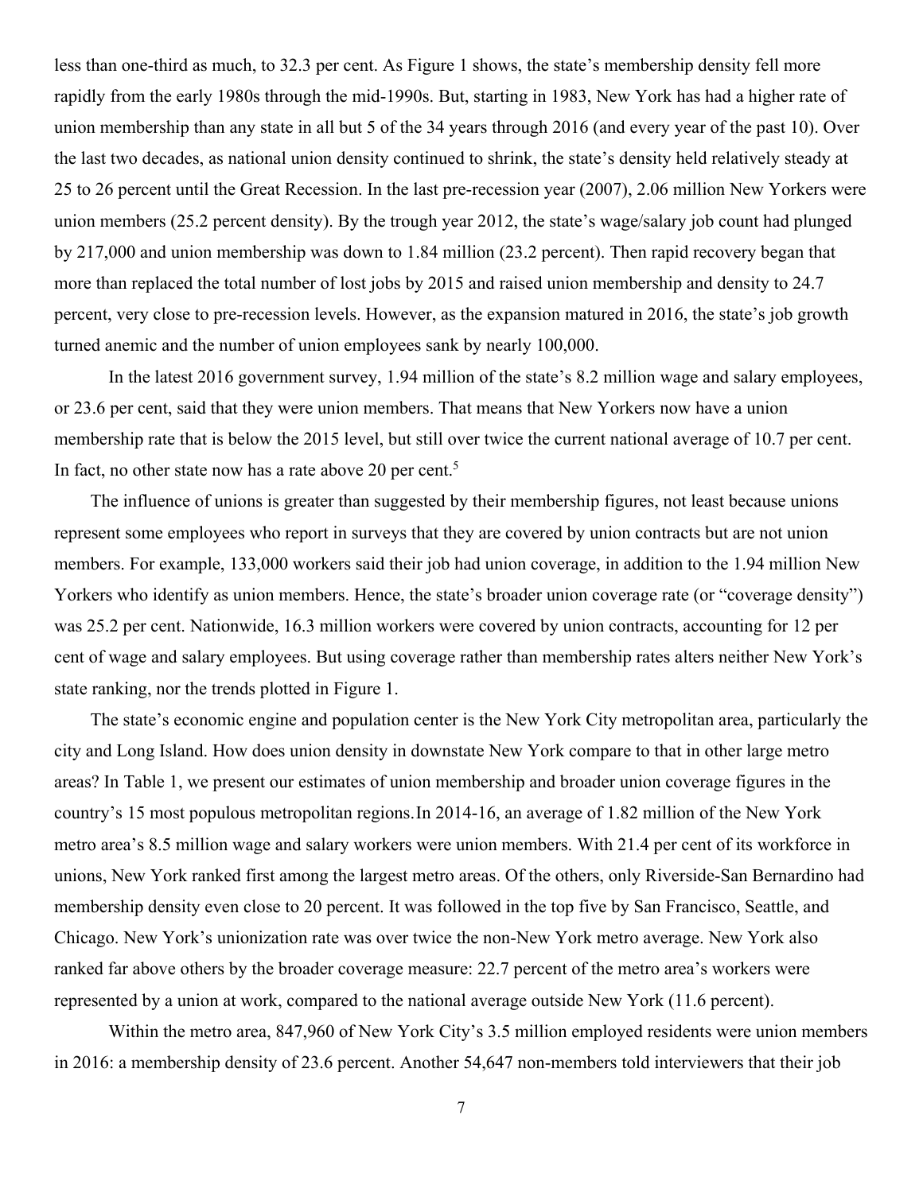less than one-third as much, to 32.3 per cent. As Figure 1 shows, the state's membership density fell more rapidly from the early 1980s through the mid-1990s. But, starting in 1983, New York has had a higher rate of union membership than any state in all but 5 of the 34 years through 2016 (and every year of the past 10). Over the last two decades, as national union density continued to shrink, the state's density held relatively steady at 25 to 26 percent until the Great Recession. In the last pre-recession year (2007), 2.06 million New Yorkers were union members (25.2 percent density). By the trough year 2012, the state's wage/salary job count had plunged by 217,000 and union membership was down to 1.84 million (23.2 percent). Then rapid recovery began that more than replaced the total number of lost jobs by 2015 and raised union membership and density to 24.7 percent, very close to pre-recession levels. However, as the expansion matured in 2016, the state's job growth turned anemic and the number of union employees sank by nearly 100,000.

In the latest 2016 government survey, 1.94 million of the state's 8.2 million wage and salary employees, or 23.6 per cent, said that they were union members. That means that New Yorkers now have a union membership rate that is below the 2015 level, but still over twice the current national average of 10.7 per cent. In fact, no other state now has a rate above 20 per cent.[5]

The influence of unions is greater than suggested by their membership figures, not least because unions represent some employees who report in surveys that they are covered by union contracts but are not union members. For example, 133,000 workers said their job had union coverage, in addition to the 1.94 million New Yorkers who identify as union members. Hence, the state's broader union coverage rate (or "coverage density") was 25.2 per cent. Nationwide, 16.3 million workers were covered by union contracts, accounting for 12 per cent of wage and salary employees. But using coverage rather than membership rates alters neither New York's state ranking, nor the trends plotted in Figure 1.

The state's economic engine and population center is the New York City metropolitan area, particularly the city and Long Island. How does union density in downstate New York compare to that in other large metro areas? In Table 1, we present our estimates of union membership and broader union coverage figures in the country's 15 most populous metropolitan regions.In 2014-16, an average of 1.82 million of the New York metro area's 8.5 million wage and salary workers were union members. With 21.4 per cent of its workforce in unions, New York ranked first among the largest metro areas. Of the others, only Riverside-San Bernardino had membership density even close to 20 percent. It was followed in the top five by San Francisco, Seattle, and Chicago. New York's unionization rate was over twice the non-New York metro average. New York also ranked far above others by the broader coverage measure: 22.7 percent of the metro area's workers were represented by a union at work, compared to the national average outside New York (11.6 percent).

Within the metro area, 847,960 of New York City's 3.5 million employed residents were union members in 2016: a membership density of 23.6 percent. Another 54,647 non-members told interviewers that their job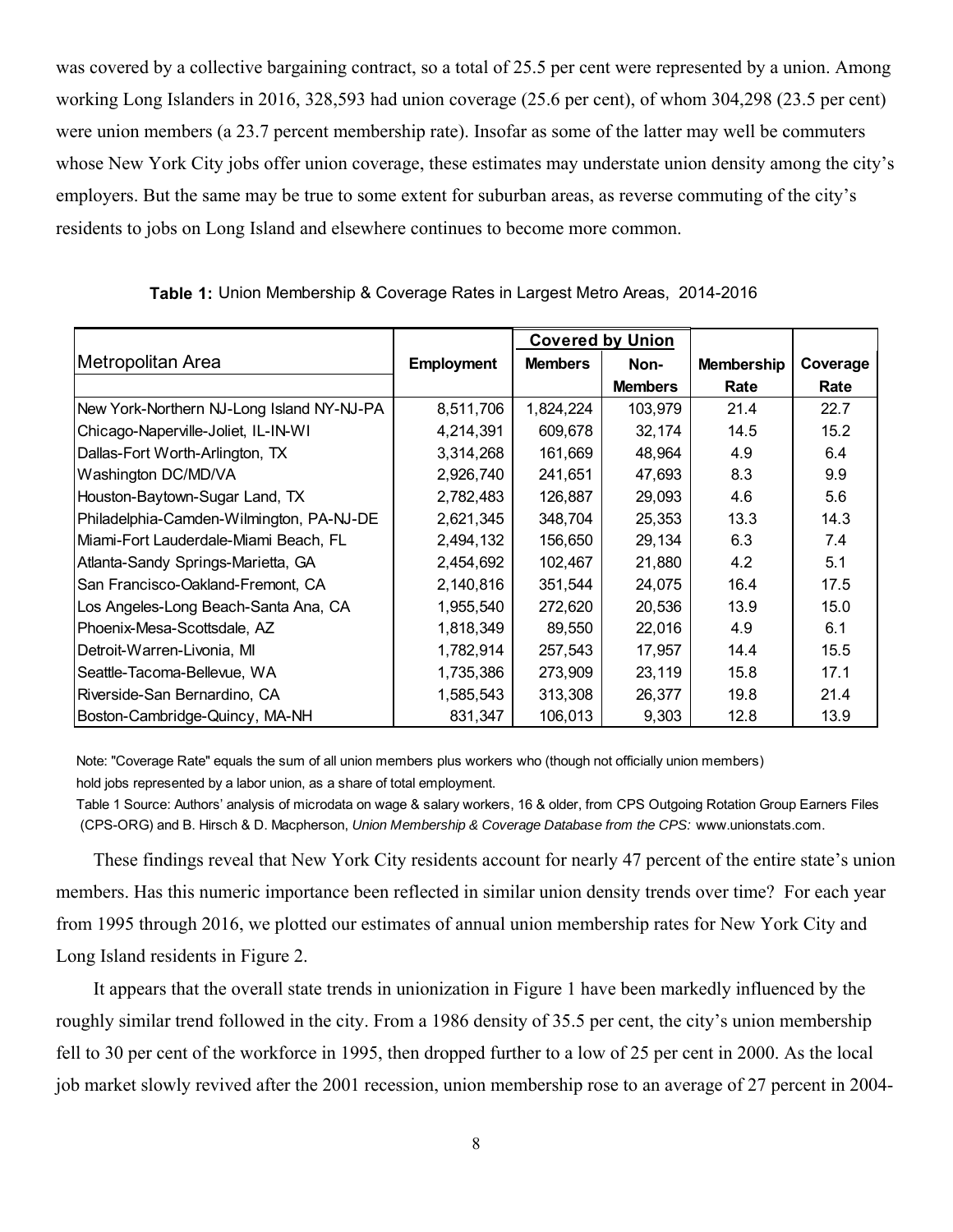was covered by a collective bargaining contract, so a total of 25.5 per cent were represented by a union. Among working Long Islanders in 2016, 328,593 had union coverage (25.6 per cent), of whom 304,298 (23.5 per cent) were union members (a 23.7 percent membership rate). Insofar as some of the latter may well be commuters whose New York City jobs offer union coverage, these estimates may understate union density among the city's employers. But the same may be true to some extent for suburban areas, as reverse commuting of the city's residents to jobs on Long Island and elsewhere continues to become more common.

**Table 1:** Union Membership & Coverage Rates in Largest Metro Areas, 2014-2016

| Metropolitan Area | Employment | Covered by Union | | Membership | Coverage |
|---|---|---|---|---|---|
| | | Members | Non-Members | Rate | Rate |
| New York-Northern NJ-Long Island NY-NJ-PA | 8,511,706 | 1,824,224 | 103,979 | 21.4 | 22.7 |
| Chicago-Naperville-Joliet, IL-IN-WI | 4,214,391 | 609,678 | 32,174 | 14.5 | 15.2 |
| Dallas-Fort Worth-Arlington, TX | 3,314,268 | 161,669 | 48,964 | 4.9 | 6.4 |
| Washington DC/MD/VA | 2,926,740 | 241,651 | 47,693 | 8.3 | 9.9 |
| Houston-Baytown-Sugar Land, TX | 2,782,483 | 126,887 | 29,093 | 4.6 | 5.6 |
| Philadelphia-Camden-Wilmington, PA-NJ-DE | 2,621,345 | 348,704 | 25,353 | 13.3 | 14.3 |
| Miami-Fort Lauderdale-Miami Beach, FL | 2,494,132 | 156,650 | 29,134 | 6.3 | 7.4 |
| Atlanta-Sandy Springs-Marietta, GA | 2,454,692 | 102,467 | 21,880 | 4.2 | 5.1 |
| San Francisco-Oakland-Fremont, CA | 2,140,816 | 351,544 | 24,075 | 16.4 | 17.5 |
| Los Angeles-Long Beach-Santa Ana, CA | 1,955,540 | 272,620 | 20,536 | 13.9 | 15.0 |
| Phoenix-Mesa-Scottsdale, AZ | 1,818,349 | 89,550 | 22,016 | 4.9 | 6.1 |
| Detroit-Warren-Livonia, MI | 1,782,914 | 257,543 | 17,957 | 14.4 | 15.5 |
| Seattle-Tacoma-Bellevue, WA | 1,735,386 | 273,909 | 23,119 | 15.8 | 17.1 |
| Riverside-San Bernardino, CA | 1,585,543 | 313,308 | 26,377 | 19.8 | 21.4 |
| Boston-Cambridge-Quincy, MA-NH | 831,347 | 106,013 | 9,303 | 12.8 | 13.9 |

Note: "Coverage Rate" equals the sum of all union members plus workers who (though not officially union members) hold jobs represented by a labor union, as a share of total employment.

Table 1 Source: Authors' analysis of microdata on wage & salary workers, 16 & older, from CPS Outgoing Rotation Group Earners Files (CPS-ORG) and B. Hirsch & D. Macpherson, *Union Membership & Coverage Database from the CPS:* www.unionstats.com.

These findings reveal that New York City residents account for nearly 47 percent of the entire state's union members. Has this numeric importance been reflected in similar union density trends over time? For each year from 1995 through 2016, we plotted our estimates of annual union membership rates for New York City and Long Island residents in Figure 2.

It appears that the overall state trends in unionization in Figure 1 have been markedly influenced by the roughly similar trend followed in the city. From a 1986 density of 35.5 per cent, the city's union membership fell to 30 per cent of the workforce in 1995, then dropped further to a low of 25 per cent in 2000. As the local job market slowly revived after the 2001 recession, union membership rose to an average of 27 percent in 2004-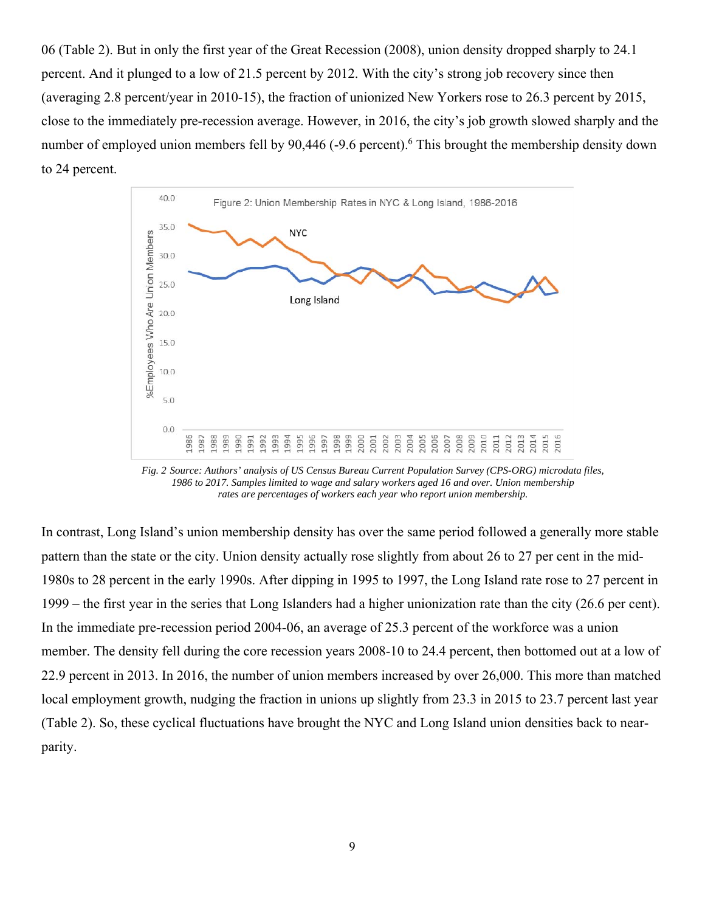06 (Table 2). But in only the first year of the Great Recession (2008), union density dropped sharply to 24.1 percent. And it plunged to a low of 21.5 percent by 2012. With the city's strong job recovery since then (averaging 2.8 percent/year in 2010-15), the fraction of unionized New Yorkers rose to 26.3 percent by 2015, close to the immediately pre-recession average. However, in 2016, the city's job growth slowed sharply and the number of employed union members fell by 90,446 (-9.6 percent).[6] This brought the membership density down to 24 percent.

*Fig. 2 Source: Authors' analysis of US Census Bureau Current Population Survey (CPS-ORG) microdata files, 1986 to 2017. Samples limited to wage and salary workers aged 16 and over. Union membership rates are percentages of workers each year who report union membership.*

In contrast, Long Island's union membership density has over the same period followed a generally more stable pattern than the state or the city. Union density actually rose slightly from about 26 to 27 per cent in the mid-1980s to 28 percent in the early 1990s. After dipping in 1995 to 1997, the Long Island rate rose to 27 percent in 1999 – the first year in the series that Long Islanders had a higher unionization rate than the city (26.6 per cent). In the immediate pre-recession period 2004-06, an average of 25.3 percent of the workforce was a union member. The density fell during the core recession years 2008-10 to 24.4 percent, then bottomed out at a low of 22.9 percent in 2013. In 2016, the number of union members increased by over 26,000. This more than matched local employment growth, nudging the fraction in unions up slightly from 23.3 in 2015 to 23.7 percent last year (Table 2). So, these cyclical fluctuations have brought the NYC and Long Island union densities back to near-parity.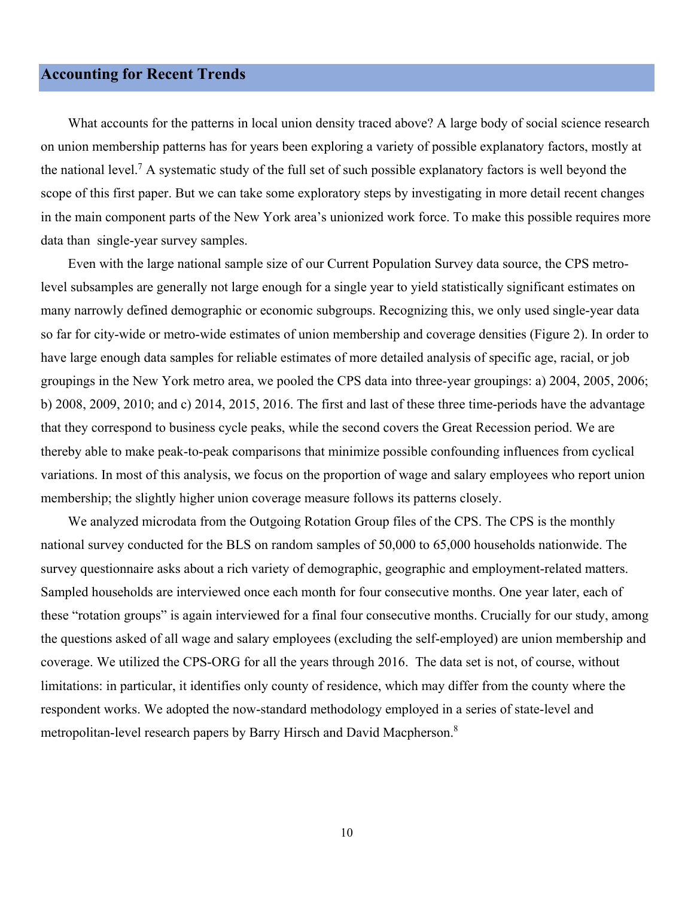## Accounting for Recent Trends

What accounts for the patterns in local union density traced above? A large body of social science research on union membership patterns has for years been exploring a variety of possible explanatory factors, mostly at the national level.[7] A systematic study of the full set of such possible explanatory factors is well beyond the scope of this first paper. But we can take some exploratory steps by investigating in more detail recent changes in the main component parts of the New York area's unionized work force. To make this possible requires more data than single-year survey samples.

Even with the large national sample size of our Current Population Survey data source, the CPS metro-level subsamples are generally not large enough for a single year to yield statistically significant estimates on many narrowly defined demographic or economic subgroups. Recognizing this, we only used single-year data so far for city-wide or metro-wide estimates of union membership and coverage densities (Figure 2). In order to have large enough data samples for reliable estimates of more detailed analysis of specific age, racial, or job groupings in the New York metro area, we pooled the CPS data into three-year groupings: a) 2004, 2005, 2006; b) 2008, 2009, 2010; and c) 2014, 2015, 2016. The first and last of these three time-periods have the advantage that they correspond to business cycle peaks, while the second covers the Great Recession period. We are thereby able to make peak-to-peak comparisons that minimize possible confounding influences from cyclical variations. In most of this analysis, we focus on the proportion of wage and salary employees who report union membership; the slightly higher union coverage measure follows its patterns closely.

We analyzed microdata from the Outgoing Rotation Group files of the CPS. The CPS is the monthly national survey conducted for the BLS on random samples of 50,000 to 65,000 households nationwide. The survey questionnaire asks about a rich variety of demographic, geographic and employment-related matters. Sampled households are interviewed once each month for four consecutive months. One year later, each of these "rotation groups" is again interviewed for a final four consecutive months. Crucially for our study, among the questions asked of all wage and salary employees (excluding the self-employed) are union membership and coverage. We utilized the CPS-ORG for all the years through 2016. The data set is not, of course, without limitations: in particular, it identifies only county of residence, which may differ from the county where the respondent works. We adopted the now-standard methodology employed in a series of state-level and metropolitan-level research papers by Barry Hirsch and David Macpherson.[8]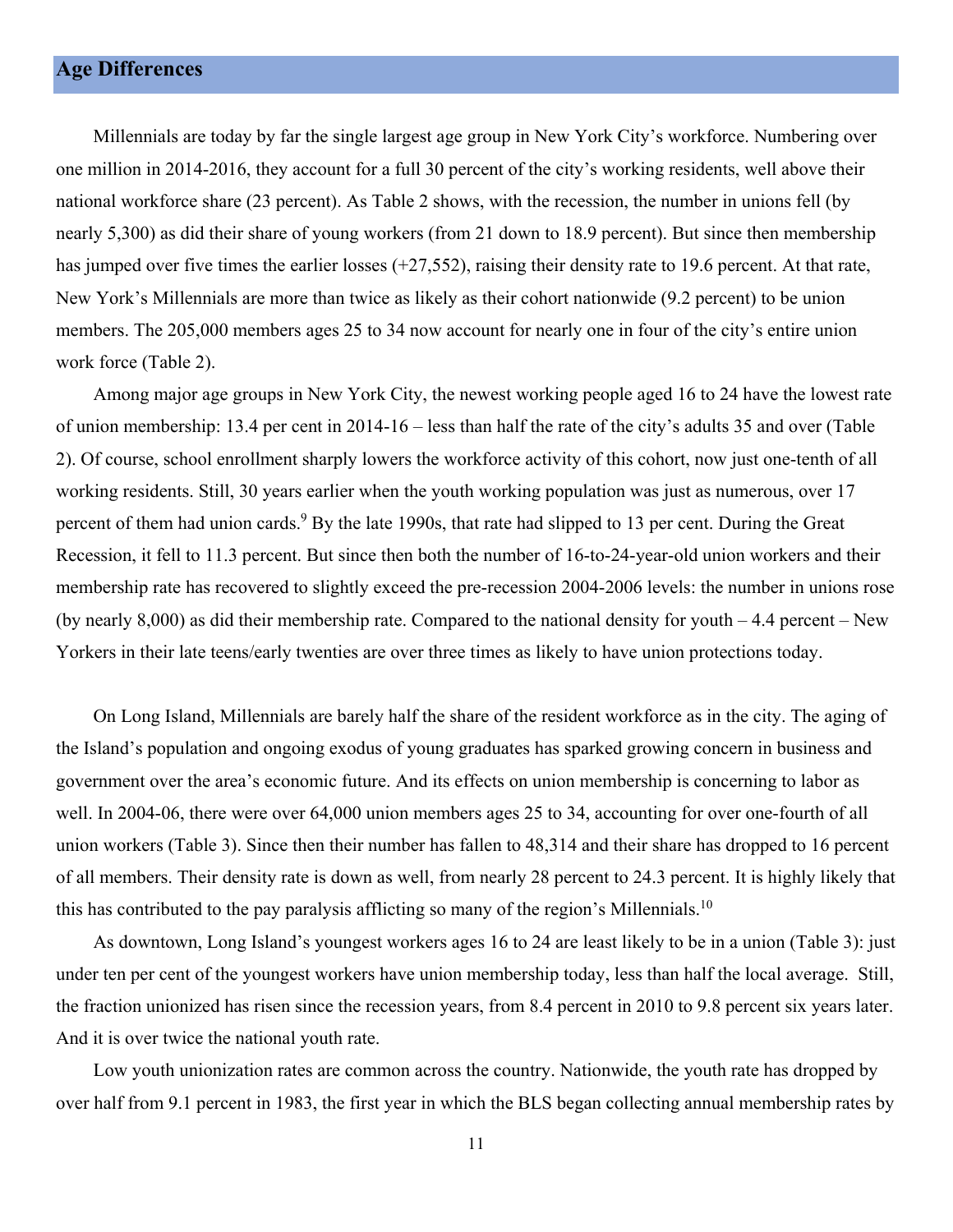## Age Differences

Millennials are today by far the single largest age group in New York City's workforce. Numbering over one million in 2014-2016, they account for a full 30 percent of the city's working residents, well above their national workforce share (23 percent). As Table 2 shows, with the recession, the number in unions fell (by nearly 5,300) as did their share of young workers (from 21 down to 18.9 percent). But since then membership has jumped over five times the earlier losses (+27,552), raising their density rate to 19.6 percent. At that rate, New York's Millennials are more than twice as likely as their cohort nationwide (9.2 percent) to be union members. The 205,000 members ages 25 to 34 now account for nearly one in four of the city's entire union work force (Table 2).

Among major age groups in New York City, the newest working people aged 16 to 24 have the lowest rate of union membership: 13.4 per cent in 2014-16 – less than half the rate of the city's adults 35 and over (Table 2). Of course, school enrollment sharply lowers the workforce activity of this cohort, now just one-tenth of all working residents. Still, 30 years earlier when the youth working population was just as numerous, over 17 percent of them had union cards.[9] By the late 1990s, that rate had slipped to 13 per cent. During the Great Recession, it fell to 11.3 percent. But since then both the number of 16-to-24-year-old union workers and their membership rate has recovered to slightly exceed the pre-recession 2004-2006 levels: the number in unions rose (by nearly 8,000) as did their membership rate. Compared to the national density for youth – 4.4 percent – New Yorkers in their late teens/early twenties are over three times as likely to have union protections today.

On Long Island, Millennials are barely half the share of the resident workforce as in the city. The aging of the Island's population and ongoing exodus of young graduates has sparked growing concern in business and government over the area's economic future. And its effects on union membership is concerning to labor as well. In 2004-06, there were over 64,000 union members ages 25 to 34, accounting for over one-fourth of all union workers (Table 3). Since then their number has fallen to 48,314 and their share has dropped to 16 percent of all members. Their density rate is down as well, from nearly 28 percent to 24.3 percent. It is highly likely that this has contributed to the pay paralysis afflicting so many of the region's Millennials.[10]

As downtown, Long Island's youngest workers ages 16 to 24 are least likely to be in a union (Table 3): just under ten per cent of the youngest workers have union membership today, less than half the local average. Still, the fraction unionized has risen since the recession years, from 8.4 percent in 2010 to 9.8 percent six years later. And it is over twice the national youth rate.

Low youth unionization rates are common across the country. Nationwide, the youth rate has dropped by over half from 9.1 percent in 1983, the first year in which the BLS began collecting annual membership rates by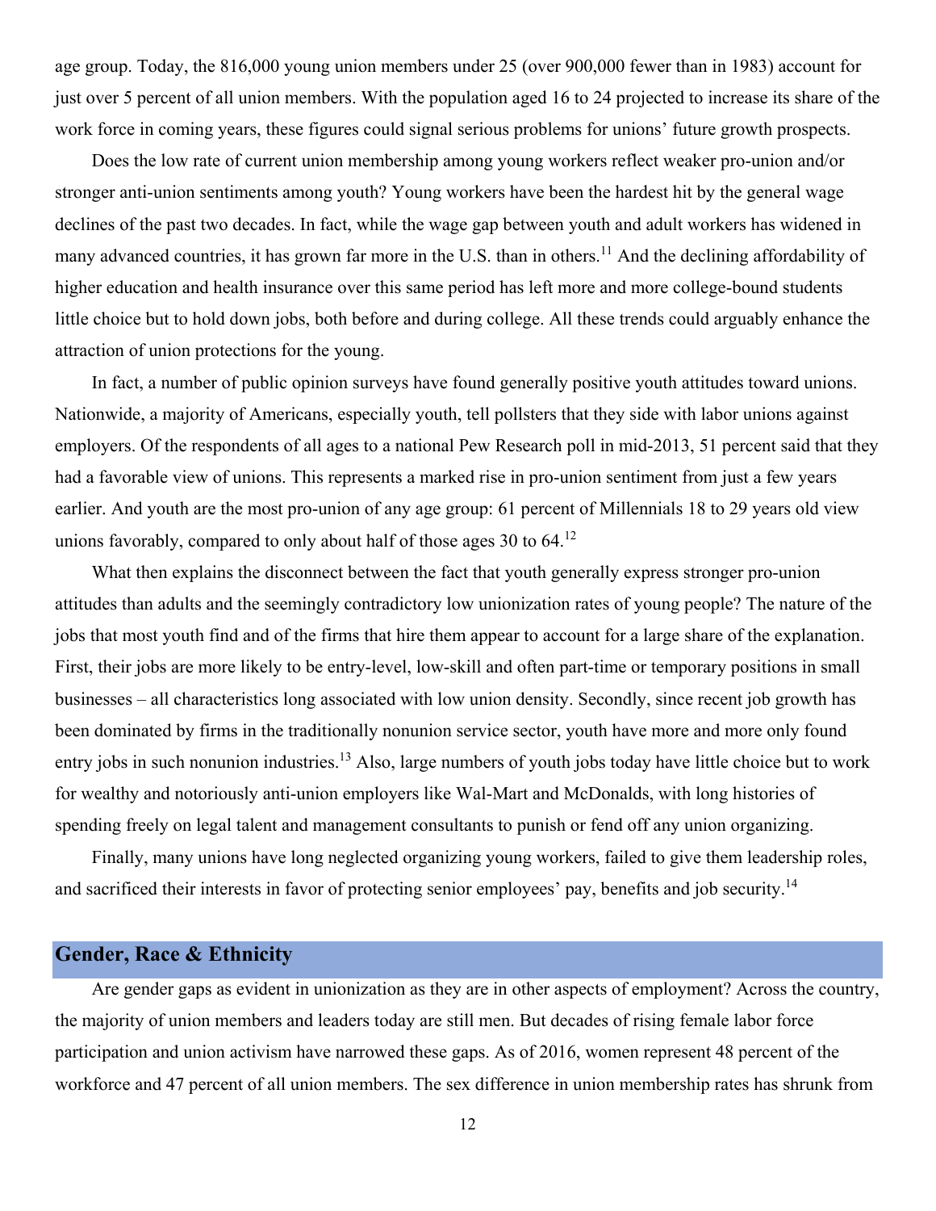age group. Today, the 816,000 young union members under 25 (over 900,000 fewer than in 1983) account for just over 5 percent of all union members. With the population aged 16 to 24 projected to increase its share of the work force in coming years, these figures could signal serious problems for unions' future growth prospects.

Does the low rate of current union membership among young workers reflect weaker pro-union and/or stronger anti-union sentiments among youth? Young workers have been the hardest hit by the general wage declines of the past two decades. In fact, while the wage gap between youth and adult workers has widened in many advanced countries, it has grown far more in the U.S. than in others.[11] And the declining affordability of higher education and health insurance over this same period has left more and more college-bound students little choice but to hold down jobs, both before and during college. All these trends could arguably enhance the attraction of union protections for the young.

In fact, a number of public opinion surveys have found generally positive youth attitudes toward unions. Nationwide, a majority of Americans, especially youth, tell pollsters that they side with labor unions against employers. Of the respondents of all ages to a national Pew Research poll in mid-2013, 51 percent said that they had a favorable view of unions. This represents a marked rise in pro-union sentiment from just a few years earlier. And youth are the most pro-union of any age group: 61 percent of Millennials 18 to 29 years old view unions favorably, compared to only about half of those ages 30 to 64.[12]

What then explains the disconnect between the fact that youth generally express stronger pro-union attitudes than adults and the seemingly contradictory low unionization rates of young people? The nature of the jobs that most youth find and of the firms that hire them appear to account for a large share of the explanation. First, their jobs are more likely to be entry-level, low-skill and often part-time or temporary positions in small businesses – all characteristics long associated with low union density. Secondly, since recent job growth has been dominated by firms in the traditionally nonunion service sector, youth have more and more only found entry jobs in such nonunion industries.[13] Also, large numbers of youth jobs today have little choice but to work for wealthy and notoriously anti-union employers like Wal-Mart and McDonalds, with long histories of spending freely on legal talent and management consultants to punish or fend off any union organizing.

Finally, many unions have long neglected organizing young workers, failed to give them leadership roles, and sacrificed their interests in favor of protecting senior employees' pay, benefits and job security.[14]

## Gender, Race & Ethnicity

Are gender gaps as evident in unionization as they are in other aspects of employment? Across the country, the majority of union members and leaders today are still men. But decades of rising female labor force participation and union activism have narrowed these gaps. As of 2016, women represent 48 percent of the workforce and 47 percent of all union members. The sex difference in union membership rates has shrunk from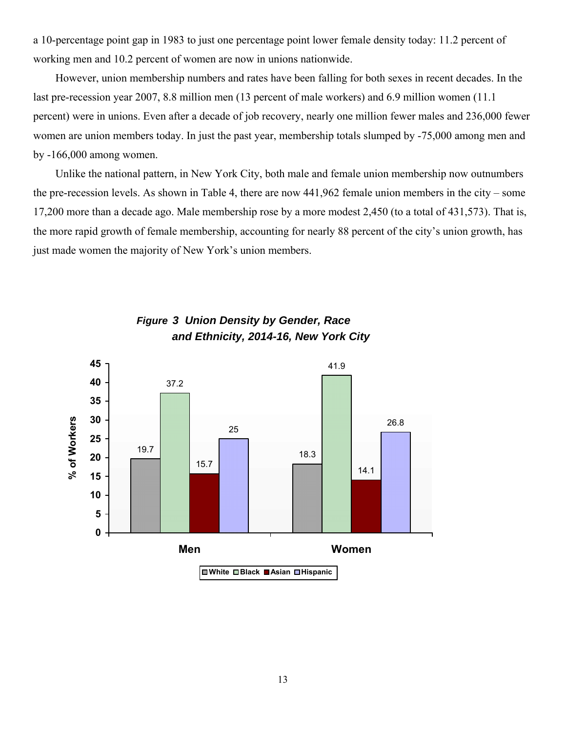a 10-percentage point gap in 1983 to just one percentage point lower female density today: 11.2 percent of working men and 10.2 percent of women are now in unions nationwide.

However, union membership numbers and rates have been falling for both sexes in recent decades. In the last pre-recession year 2007, 8.8 million men (13 percent of male workers) and 6.9 million women (11.1 percent) were in unions. Even after a decade of job recovery, nearly one million fewer males and 236,000 fewer women are union members today. In just the past year, membership totals slumped by -75,000 among men and by -166,000 among women.

Unlike the national pattern, in New York City, both male and female union membership now outnumbers the pre-recession levels. As shown in Table 4, there are now 441,962 female union members in the city – some 17,200 more than a decade ago. Male membership rose by a more modest 2,450 (to a total of 431,573). That is, the more rapid growth of female membership, accounting for nearly 88 percent of the city's union growth, has just made women the majority of New York's union members.

***Figure 3 Union Density by Gender, Race and Ethnicity, 2014-16, New York City***

| % of Workers | White | Black | Asian | Hispanic |
|---|---|---|---|---|
| Men | 19.7 | 37.2 | 15.7 | 25 |
| Women | 18.3 | 41.9 | 14.1 | 26.8 |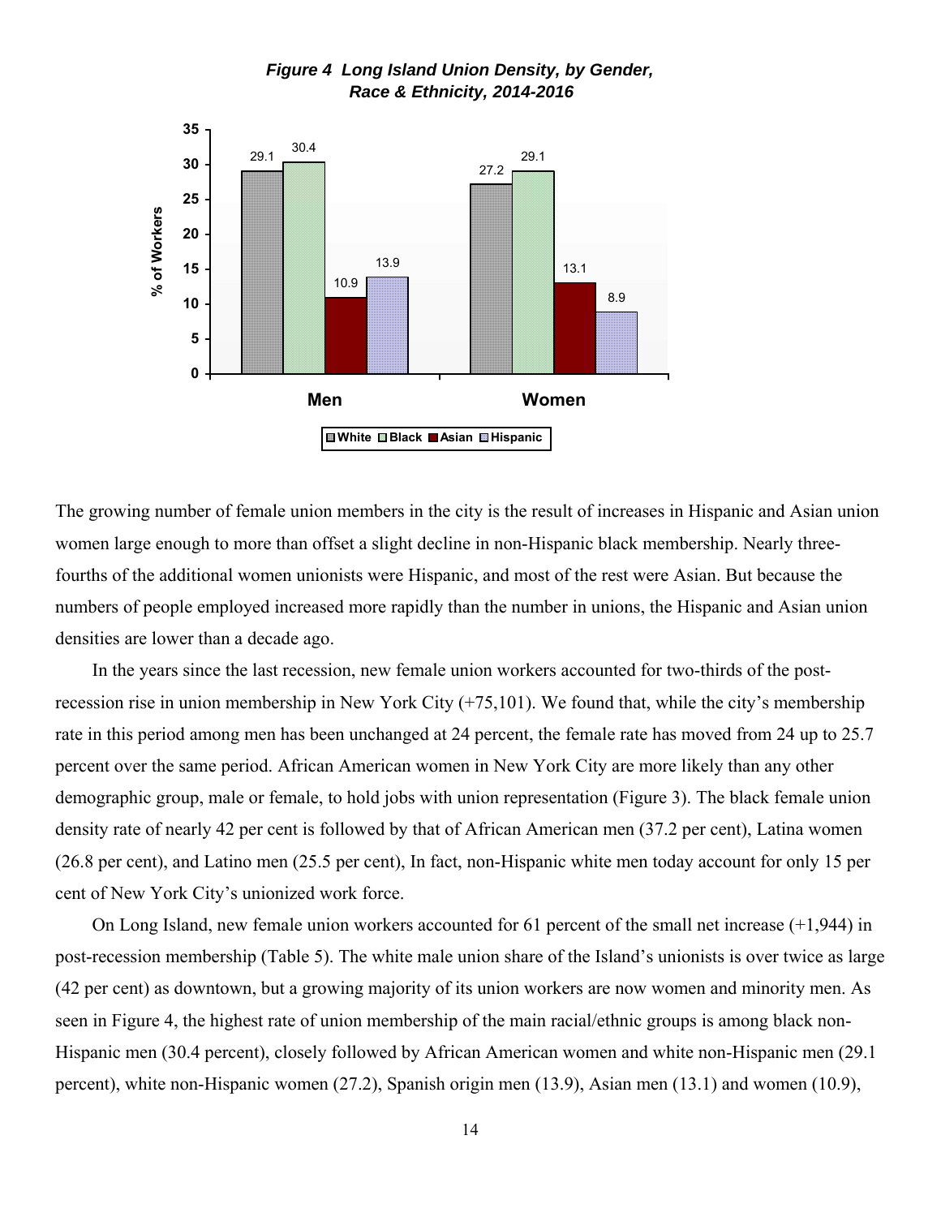***Figure 4 Long Island Union Density, by Gender, Race & Ethnicity, 2014-2016***

| | White | Black | Asian | Hispanic |
|---|---|---|---|---|
| Men | 29.1 | 30.4 | 10.9 | 13.9 |
| Women | 27.2 | 29.1 | 13.1 | 8.9 |

The growing number of female union members in the city is the result of increases in Hispanic and Asian union women large enough to more than offset a slight decline in non-Hispanic black membership. Nearly three-fourths of the additional women unionists were Hispanic, and most of the rest were Asian. But because the numbers of people employed increased more rapidly than the number in unions, the Hispanic and Asian union densities are lower than a decade ago.

In the years since the last recession, new female union workers accounted for two-thirds of the post-recession rise in union membership in New York City (+75,101). We found that, while the city's membership rate in this period among men has been unchanged at 24 percent, the female rate has moved from 24 up to 25.7 percent over the same period. African American women in New York City are more likely than any other demographic group, male or female, to hold jobs with union representation (Figure 3). The black female union density rate of nearly 42 per cent is followed by that of African American men (37.2 per cent), Latina women (26.8 per cent), and Latino men (25.5 per cent), In fact, non-Hispanic white men today account for only 15 per cent of New York City's unionized work force.

On Long Island, new female union workers accounted for 61 percent of the small net increase (+1,944) in post-recession membership (Table 5). The white male union share of the Island's unionists is over twice as large (42 per cent) as downtown, but a growing majority of its union workers are now women and minority men. As seen in Figure 4, the highest rate of union membership of the main racial/ethnic groups is among black non-Hispanic men (30.4 percent), closely followed by African American women and white non-Hispanic men (29.1 percent), white non-Hispanic women (27.2), Spanish origin men (13.9), Asian men (13.1) and women (10.9),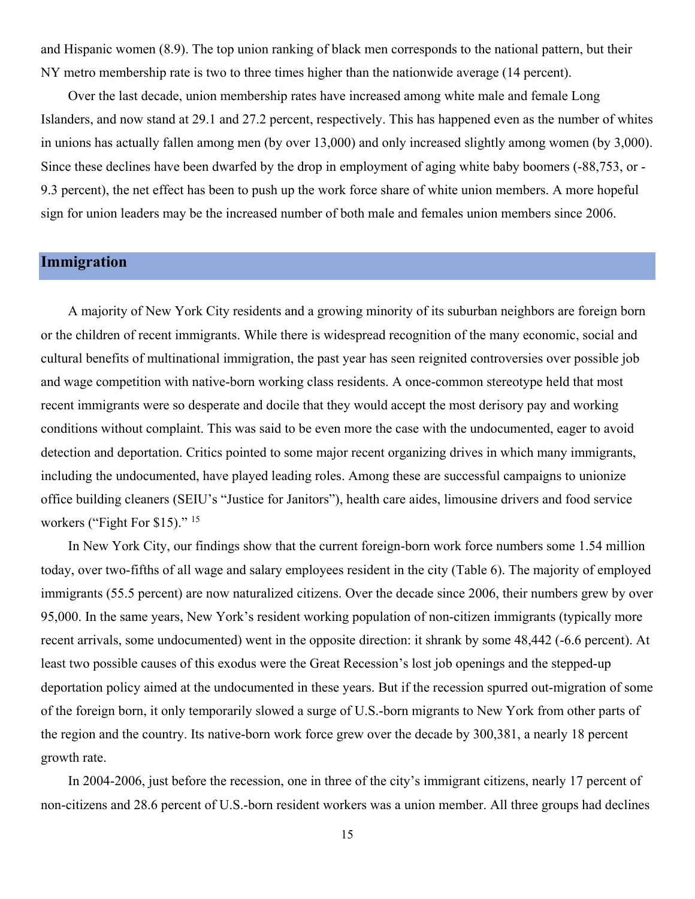and Hispanic women (8.9). The top union ranking of black men corresponds to the national pattern, but their NY metro membership rate is two to three times higher than the nationwide average (14 percent).

Over the last decade, union membership rates have increased among white male and female Long Islanders, and now stand at 29.1 and 27.2 percent, respectively. This has happened even as the number of whites in unions has actually fallen among men (by over 13,000) and only increased slightly among women (by 3,000). Since these declines have been dwarfed by the drop in employment of aging white baby boomers (-88,753, or -9.3 percent), the net effect has been to push up the work force share of white union members. A more hopeful sign for union leaders may be the increased number of both male and females union members since 2006.

## Immigration

A majority of New York City residents and a growing minority of its suburban neighbors are foreign born or the children of recent immigrants. While there is widespread recognition of the many economic, social and cultural benefits of multinational immigration, the past year has seen reignited controversies over possible job and wage competition with native-born working class residents. A once-common stereotype held that most recent immigrants were so desperate and docile that they would accept the most derisory pay and working conditions without complaint. This was said to be even more the case with the undocumented, eager to avoid detection and deportation. Critics pointed to some major recent organizing drives in which many immigrants, including the undocumented, have played leading roles. Among these are successful campaigns to unionize office building cleaners (SEIU's "Justice for Janitors"), health care aides, limousine drivers and food service workers ("Fight For $15)." [15]

In New York City, our findings show that the current foreign-born work force numbers some 1.54 million today, over two-fifths of all wage and salary employees resident in the city (Table 6). The majority of employed immigrants (55.5 percent) are now naturalized citizens. Over the decade since 2006, their numbers grew by over 95,000. In the same years, New York's resident working population of non-citizen immigrants (typically more recent arrivals, some undocumented) went in the opposite direction: it shrank by some 48,442 (-6.6 percent). At least two possible causes of this exodus were the Great Recession's lost job openings and the stepped-up deportation policy aimed at the undocumented in these years. But if the recession spurred out-migration of some of the foreign born, it only temporarily slowed a surge of U.S.-born migrants to New York from other parts of the region and the country. Its native-born work force grew over the decade by 300,381, a nearly 18 percent growth rate.

In 2004-2006, just before the recession, one in three of the city's immigrant citizens, nearly 17 percent of non-citizens and 28.6 percent of U.S.-born resident workers was a union member. All three groups had declines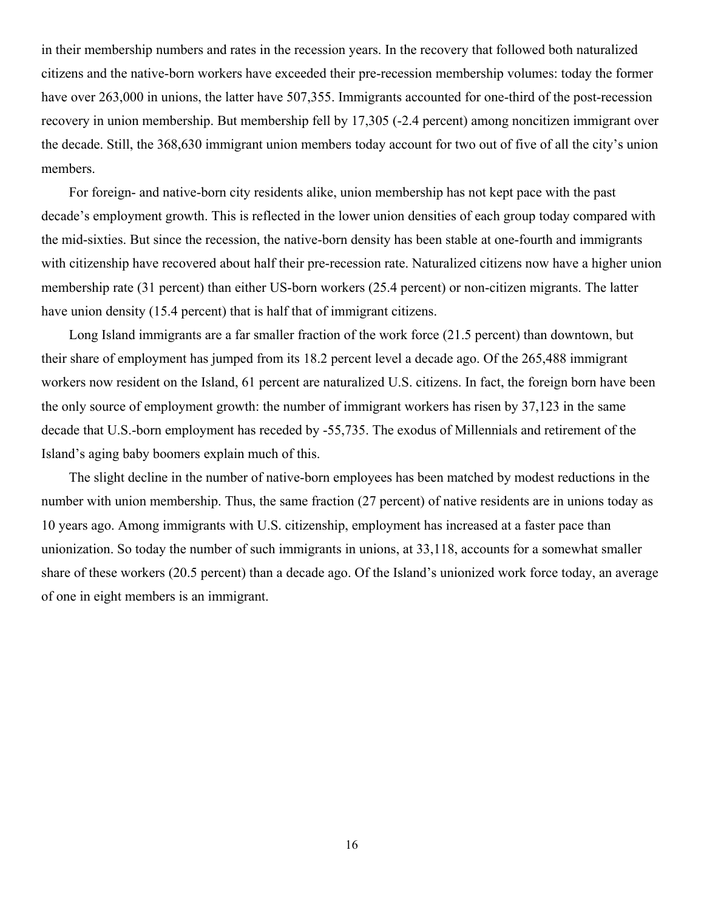in their membership numbers and rates in the recession years. In the recovery that followed both naturalized citizens and the native-born workers have exceeded their pre-recession membership volumes: today the former have over 263,000 in unions, the latter have 507,355. Immigrants accounted for one-third of the post-recession recovery in union membership. But membership fell by 17,305 (-2.4 percent) among noncitizen immigrant over the decade. Still, the 368,630 immigrant union members today account for two out of five of all the city's union members.

For foreign- and native-born city residents alike, union membership has not kept pace with the past decade's employment growth. This is reflected in the lower union densities of each group today compared with the mid-sixties. But since the recession, the native-born density has been stable at one-fourth and immigrants with citizenship have recovered about half their pre-recession rate. Naturalized citizens now have a higher union membership rate (31 percent) than either US-born workers (25.4 percent) or non-citizen migrants. The latter have union density (15.4 percent) that is half that of immigrant citizens.

Long Island immigrants are a far smaller fraction of the work force (21.5 percent) than downtown, but their share of employment has jumped from its 18.2 percent level a decade ago. Of the 265,488 immigrant workers now resident on the Island, 61 percent are naturalized U.S. citizens. In fact, the foreign born have been the only source of employment growth: the number of immigrant workers has risen by 37,123 in the same decade that U.S.-born employment has receded by -55,735. The exodus of Millennials and retirement of the Island's aging baby boomers explain much of this.

The slight decline in the number of native-born employees has been matched by modest reductions in the number with union membership. Thus, the same fraction (27 percent) of native residents are in unions today as 10 years ago. Among immigrants with U.S. citizenship, employment has increased at a faster pace than unionization. So today the number of such immigrants in unions, at 33,118, accounts for a somewhat smaller share of these workers (20.5 percent) than a decade ago. Of the Island's unionized work force today, an average of one in eight members is an immigrant.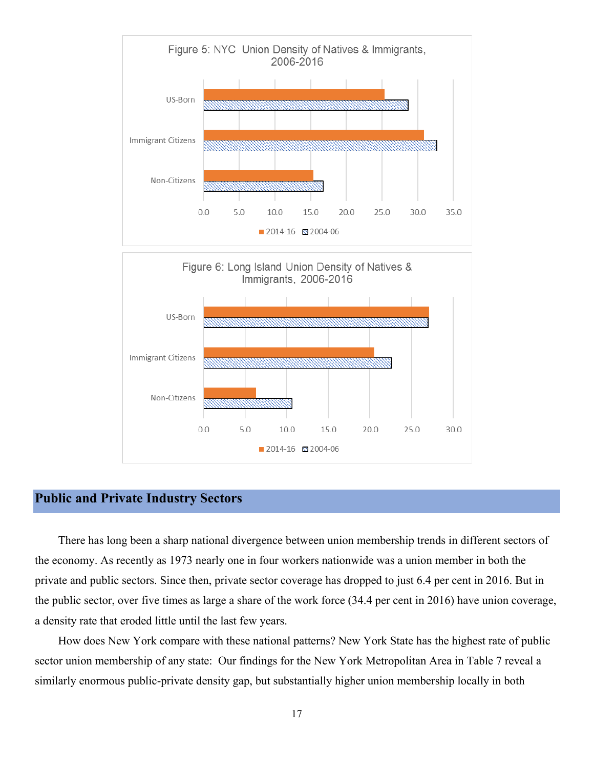Figure 5: NYC Union Density of Natives & Immigrants, 2006-2016

Figure 6: Long Island Union Density of Natives & Immigrants, 2006-2016

## Public and Private Industry Sectors

There has long been a sharp national divergence between union membership trends in different sectors of the economy. As recently as 1973 nearly one in four workers nationwide was a union member in both the private and public sectors. Since then, private sector coverage has dropped to just 6.4 per cent in 2016. But in the public sector, over five times as large a share of the work force (34.4 per cent in 2016) have union coverage, a density rate that eroded little until the last few years.

How does New York compare with these national patterns? New York State has the highest rate of public sector union membership of any state: Our findings for the New York Metropolitan Area in Table 7 reveal a similarly enormous public-private density gap, but substantially higher union membership locally in both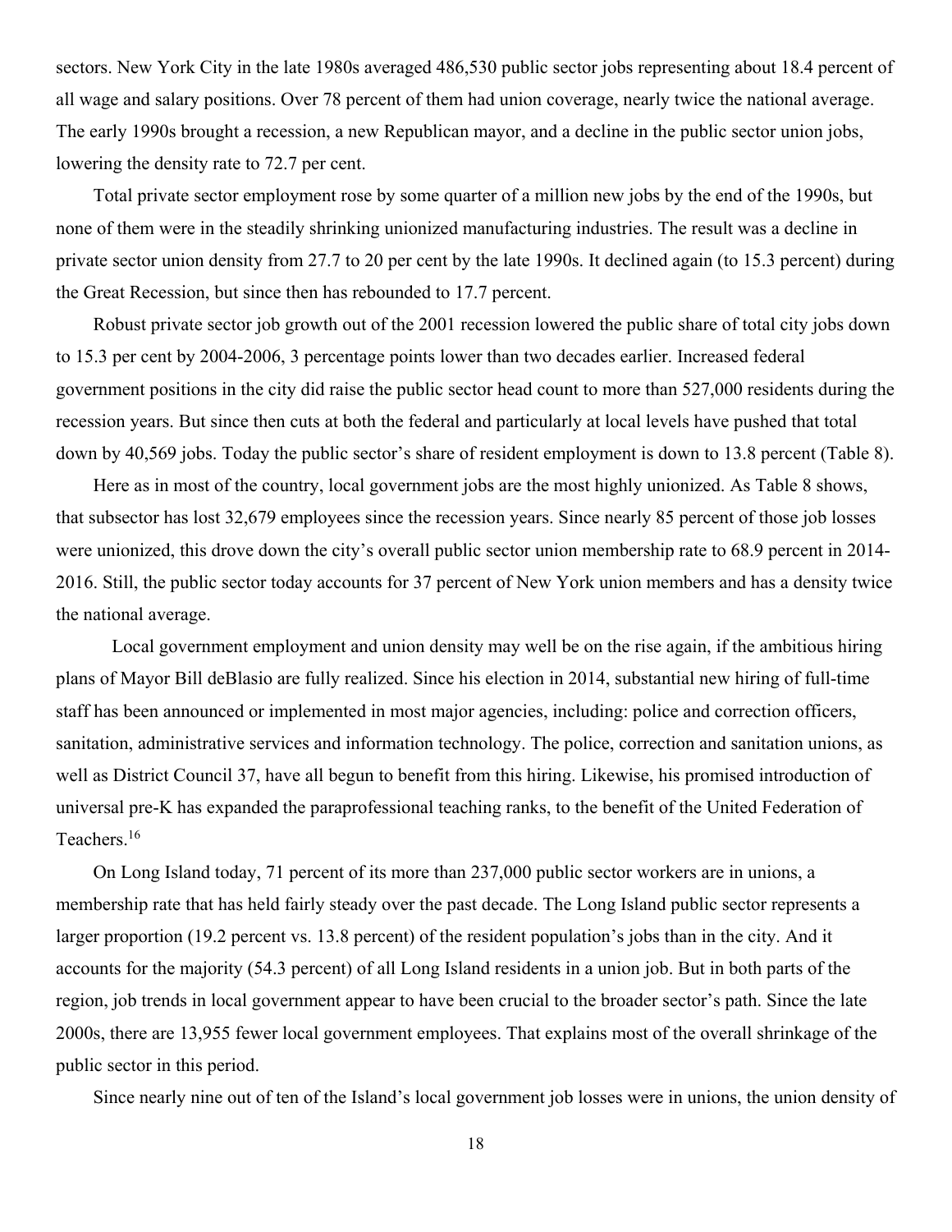sectors. New York City in the late 1980s averaged 486,530 public sector jobs representing about 18.4 percent of all wage and salary positions. Over 78 percent of them had union coverage, nearly twice the national average. The early 1990s brought a recession, a new Republican mayor, and a decline in the public sector union jobs, lowering the density rate to 72.7 per cent.

Total private sector employment rose by some quarter of a million new jobs by the end of the 1990s, but none of them were in the steadily shrinking unionized manufacturing industries. The result was a decline in private sector union density from 27.7 to 20 per cent by the late 1990s. It declined again (to 15.3 percent) during the Great Recession, but since then has rebounded to 17.7 percent.

Robust private sector job growth out of the 2001 recession lowered the public share of total city jobs down to 15.3 per cent by 2004-2006, 3 percentage points lower than two decades earlier. Increased federal government positions in the city did raise the public sector head count to more than 527,000 residents during the recession years. But since then cuts at both the federal and particularly at local levels have pushed that total down by 40,569 jobs. Today the public sector's share of resident employment is down to 13.8 percent (Table 8).

Here as in most of the country, local government jobs are the most highly unionized. As Table 8 shows, that subsector has lost 32,679 employees since the recession years. Since nearly 85 percent of those job losses were unionized, this drove down the city's overall public sector union membership rate to 68.9 percent in 2014-2016. Still, the public sector today accounts for 37 percent of New York union members and has a density twice the national average.

Local government employment and union density may well be on the rise again, if the ambitious hiring plans of Mayor Bill deBlasio are fully realized. Since his election in 2014, substantial new hiring of full-time staff has been announced or implemented in most major agencies, including: police and correction officers, sanitation, administrative services and information technology. The police, correction and sanitation unions, as well as District Council 37, have all begun to benefit from this hiring. Likewise, his promised introduction of universal pre-K has expanded the paraprofessional teaching ranks, to the benefit of the United Federation of Teachers.[16]

On Long Island today, 71 percent of its more than 237,000 public sector workers are in unions, a membership rate that has held fairly steady over the past decade. The Long Island public sector represents a larger proportion (19.2 percent vs. 13.8 percent) of the resident population's jobs than in the city. And it accounts for the majority (54.3 percent) of all Long Island residents in a union job. But in both parts of the region, job trends in local government appear to have been crucial to the broader sector's path. Since the late 2000s, there are 13,955 fewer local government employees. That explains most of the overall shrinkage of the public sector in this period.

Since nearly nine out of ten of the Island's local government job losses were in unions, the union density of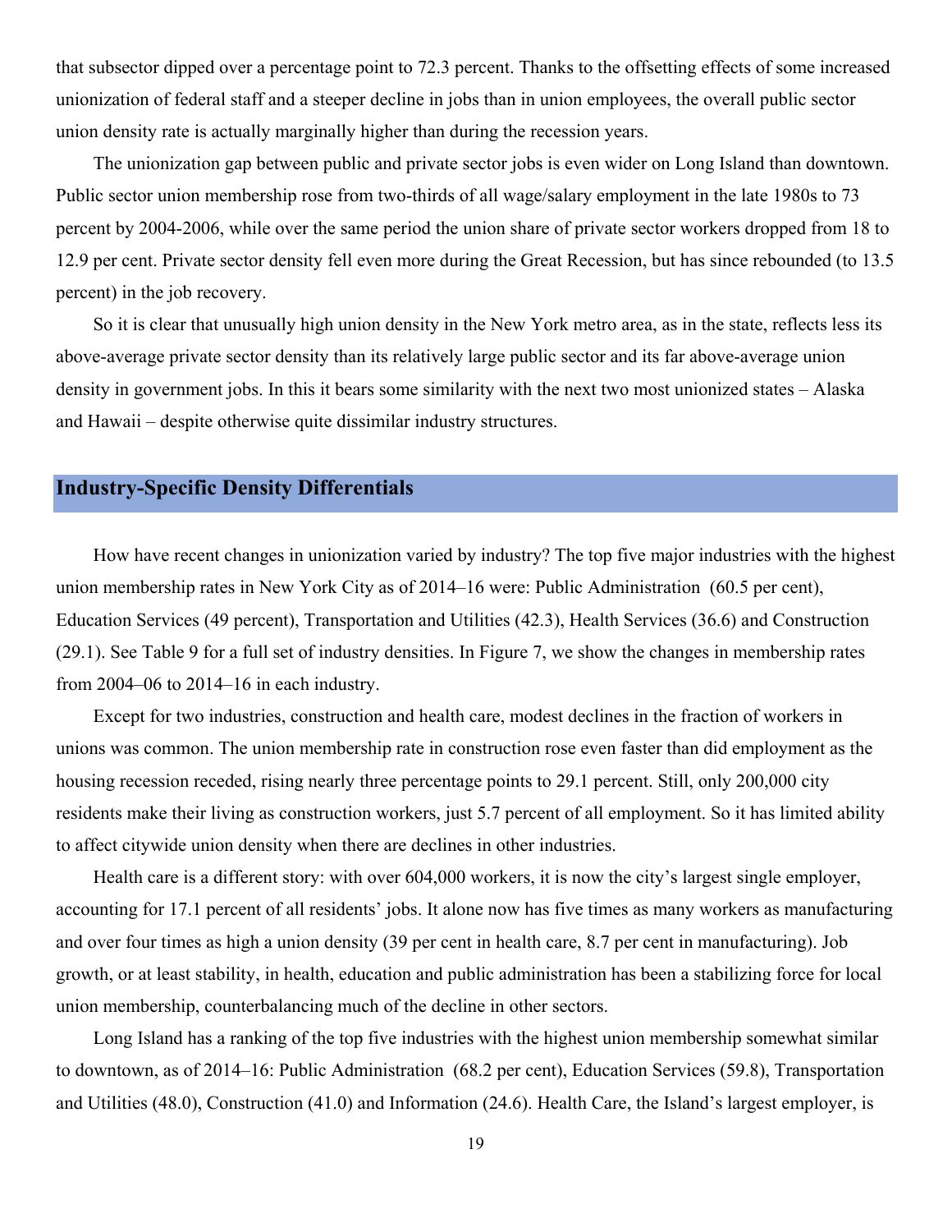that subsector dipped over a percentage point to 72.3 percent. Thanks to the offsetting effects of some increased unionization of federal staff and a steeper decline in jobs than in union employees, the overall public sector union density rate is actually marginally higher than during the recession years.

The unionization gap between public and private sector jobs is even wider on Long Island than downtown. Public sector union membership rose from two-thirds of all wage/salary employment in the late 1980s to 73 percent by 2004-2006, while over the same period the union share of private sector workers dropped from 18 to 12.9 per cent. Private sector density fell even more during the Great Recession, but has since rebounded (to 13.5 percent) in the job recovery.

So it is clear that unusually high union density in the New York metro area, as in the state, reflects less its above-average private sector density than its relatively large public sector and its far above-average union density in government jobs. In this it bears some similarity with the next two most unionized states – Alaska and Hawaii – despite otherwise quite dissimilar industry structures.

## Industry-Specific Density Differentials

How have recent changes in unionization varied by industry? The top five major industries with the highest union membership rates in New York City as of 2014–16 were: Public Administration (60.5 per cent), Education Services (49 percent), Transportation and Utilities (42.3), Health Services (36.6) and Construction (29.1). See Table 9 for a full set of industry densities. In Figure 7, we show the changes in membership rates from 2004–06 to 2014–16 in each industry.

Except for two industries, construction and health care, modest declines in the fraction of workers in unions was common. The union membership rate in construction rose even faster than did employment as the housing recession receded, rising nearly three percentage points to 29.1 percent. Still, only 200,000 city residents make their living as construction workers, just 5.7 percent of all employment. So it has limited ability to affect citywide union density when there are declines in other industries.

Health care is a different story: with over 604,000 workers, it is now the city's largest single employer, accounting for 17.1 percent of all residents' jobs. It alone now has five times as many workers as manufacturing and over four times as high a union density (39 per cent in health care, 8.7 per cent in manufacturing). Job growth, or at least stability, in health, education and public administration has been a stabilizing force for local union membership, counterbalancing much of the decline in other sectors.

Long Island has a ranking of the top five industries with the highest union membership somewhat similar to downtown, as of 2014–16: Public Administration (68.2 per cent), Education Services (59.8), Transportation and Utilities (48.0), Construction (41.0) and Information (24.6). Health Care, the Island's largest employer, is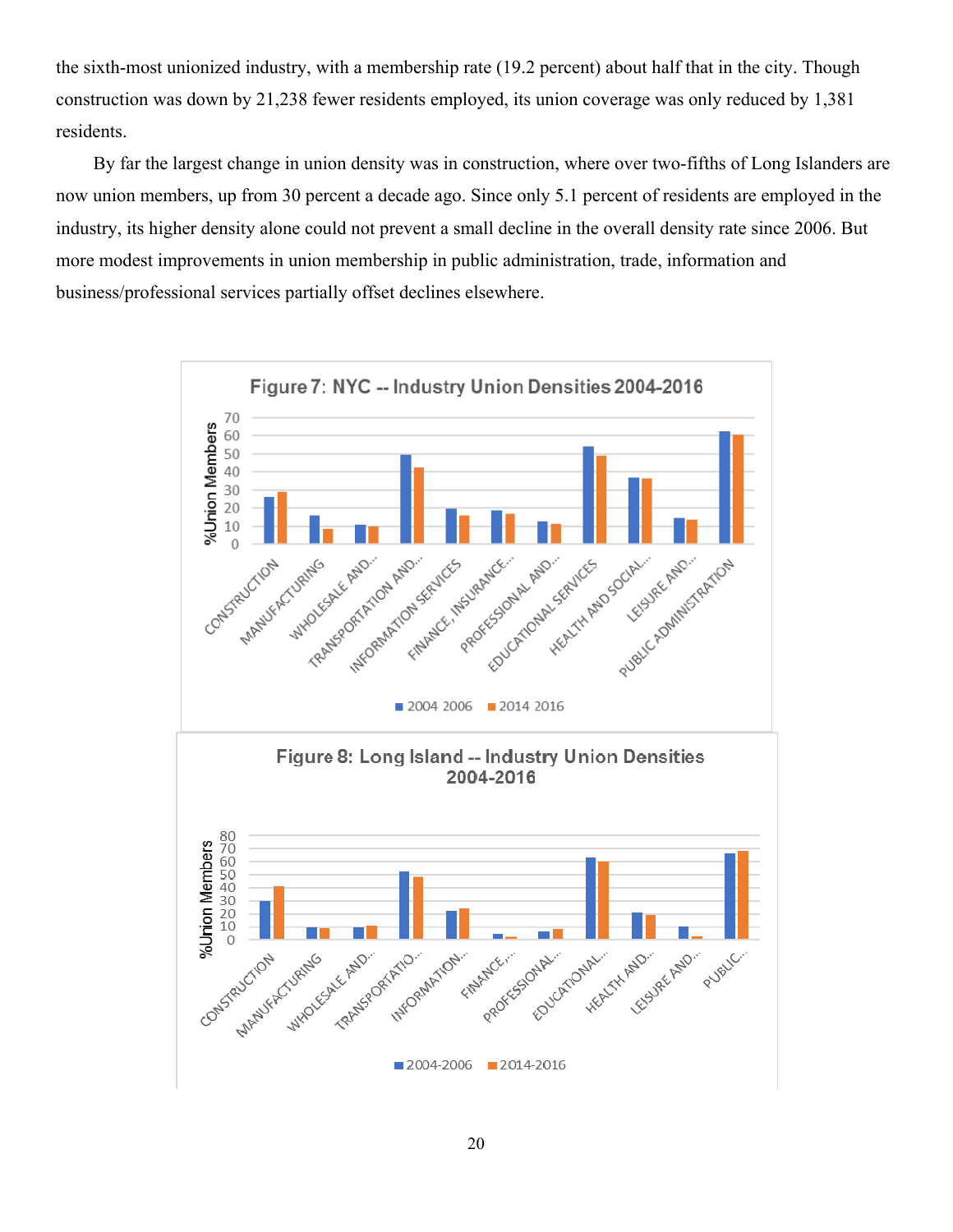the sixth-most unionized industry, with a membership rate (19.2 percent) about half that in the city. Though construction was down by 21,238 fewer residents employed, its union coverage was only reduced by 1,381 residents.

By far the largest change in union density was in construction, where over two-fifths of Long Islanders are now union members, up from 30 percent a decade ago. Since only 5.1 percent of residents are employed in the industry, its higher density alone could not prevent a small decline in the overall density rate since 2006. But more modest improvements in union membership in public administration, trade, information and business/professional services partially offset declines elsewhere.

**Figure 7: NYC -- Industry Union Densities 2004-2016**

**Figure 8: Long Island -- Industry Union Densities 2004-2016**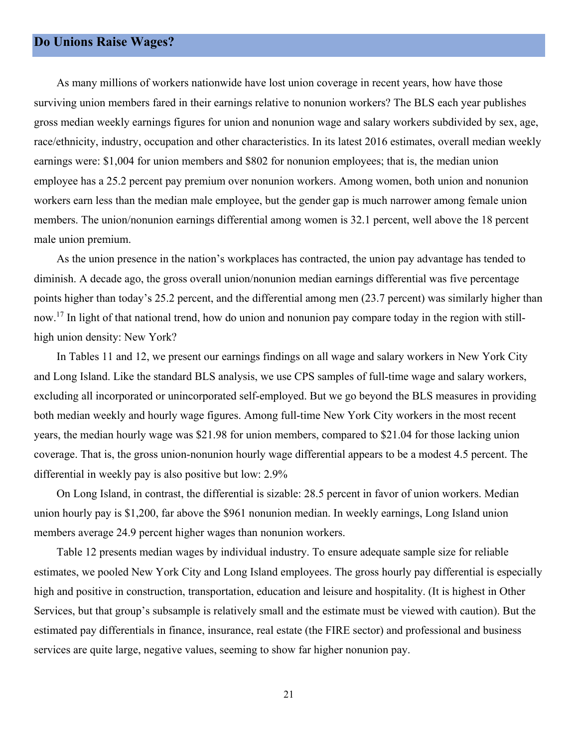## Do Unions Raise Wages?

As many millions of workers nationwide have lost union coverage in recent years, how have those surviving union members fared in their earnings relative to nonunion workers? The BLS each year publishes gross median weekly earnings figures for union and nonunion wage and salary workers subdivided by sex, age, race/ethnicity, industry, occupation and other characteristics. In its latest 2016 estimates, overall median weekly earnings were: $1,004 for union members and $802 for nonunion employees; that is, the median union employee has a 25.2 percent pay premium over nonunion workers. Among women, both union and nonunion workers earn less than the median male employee, but the gender gap is much narrower among female union members. The union/nonunion earnings differential among women is 32.1 percent, well above the 18 percent male union premium.

As the union presence in the nation's workplaces has contracted, the union pay advantage has tended to diminish. A decade ago, the gross overall union/nonunion median earnings differential was five percentage points higher than today's 25.2 percent, and the differential among men (23.7 percent) was similarly higher than now.[17] In light of that national trend, how do union and nonunion pay compare today in the region with still-high union density: New York?

In Tables 11 and 12, we present our earnings findings on all wage and salary workers in New York City and Long Island. Like the standard BLS analysis, we use CPS samples of full-time wage and salary workers, excluding all incorporated or unincorporated self-employed. But we go beyond the BLS measures in providing both median weekly and hourly wage figures. Among full-time New York City workers in the most recent years, the median hourly wage was $21.98 for union members, compared to $21.04 for those lacking union coverage. That is, the gross union-nonunion hourly wage differential appears to be a modest 4.5 percent. The differential in weekly pay is also positive but low: 2.9%

On Long Island, in contrast, the differential is sizable: 28.5 percent in favor of union workers. Median union hourly pay is $1,200, far above the $961 nonunion median. In weekly earnings, Long Island union members average 24.9 percent higher wages than nonunion workers.

Table 12 presents median wages by individual industry. To ensure adequate sample size for reliable estimates, we pooled New York City and Long Island employees. The gross hourly pay differential is especially high and positive in construction, transportation, education and leisure and hospitality. (It is highest in Other Services, but that group's subsample is relatively small and the estimate must be viewed with caution). But the estimated pay differentials in finance, insurance, real estate (the FIRE sector) and professional and business services are quite large, negative values, seeming to show far higher nonunion pay.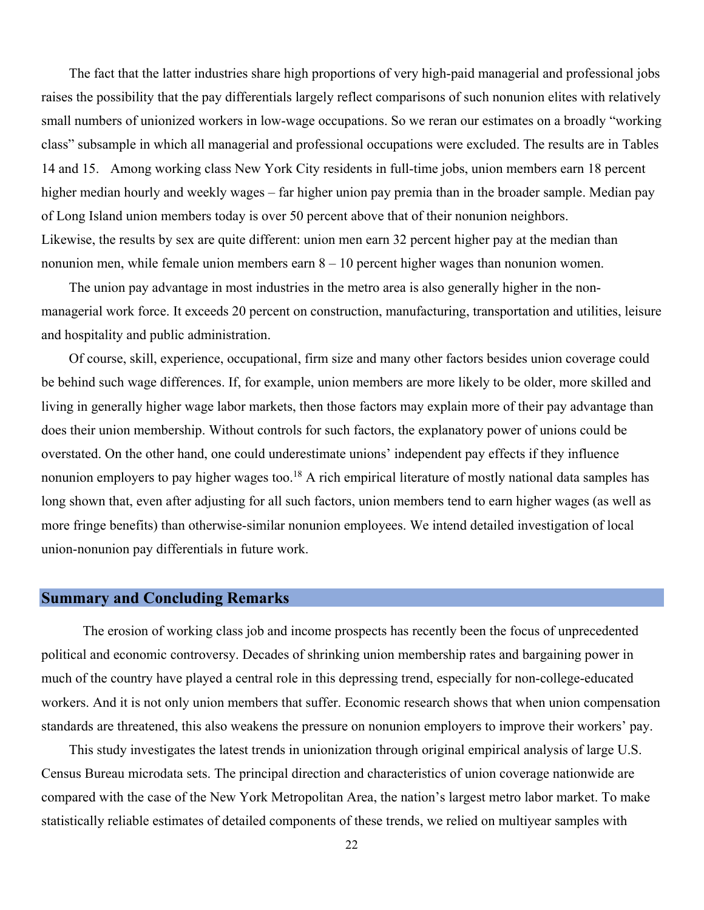The fact that the latter industries share high proportions of very high-paid managerial and professional jobs raises the possibility that the pay differentials largely reflect comparisons of such nonunion elites with relatively small numbers of unionized workers in low-wage occupations. So we reran our estimates on a broadly "working class" subsample in which all managerial and professional occupations were excluded. The results are in Tables 14 and 15. Among working class New York City residents in full-time jobs, union members earn 18 percent higher median hourly and weekly wages – far higher union pay premia than in the broader sample. Median pay of Long Island union members today is over 50 percent above that of their nonunion neighbors. Likewise, the results by sex are quite different: union men earn 32 percent higher pay at the median than nonunion men, while female union members earn 8 – 10 percent higher wages than nonunion women.

The union pay advantage in most industries in the metro area is also generally higher in the non-managerial work force. It exceeds 20 percent on construction, manufacturing, transportation and utilities, leisure and hospitality and public administration.

Of course, skill, experience, occupational, firm size and many other factors besides union coverage could be behind such wage differences. If, for example, union members are more likely to be older, more skilled and living in generally higher wage labor markets, then those factors may explain more of their pay advantage than does their union membership. Without controls for such factors, the explanatory power of unions could be overstated. On the other hand, one could underestimate unions' independent pay effects if they influence nonunion employers to pay higher wages too.[18] A rich empirical literature of mostly national data samples has long shown that, even after adjusting for all such factors, union members tend to earn higher wages (as well as more fringe benefits) than otherwise-similar nonunion employees. We intend detailed investigation of local union-nonunion pay differentials in future work.

## Summary and Concluding Remarks

The erosion of working class job and income prospects has recently been the focus of unprecedented political and economic controversy. Decades of shrinking union membership rates and bargaining power in much of the country have played a central role in this depressing trend, especially for non-college-educated workers. And it is not only union members that suffer. Economic research shows that when union compensation standards are threatened, this also weakens the pressure on nonunion employers to improve their workers' pay.

This study investigates the latest trends in unionization through original empirical analysis of large U.S. Census Bureau microdata sets. The principal direction and characteristics of union coverage nationwide are compared with the case of the New York Metropolitan Area, the nation's largest metro labor market. To make statistically reliable estimates of detailed components of these trends, we relied on multiyear samples with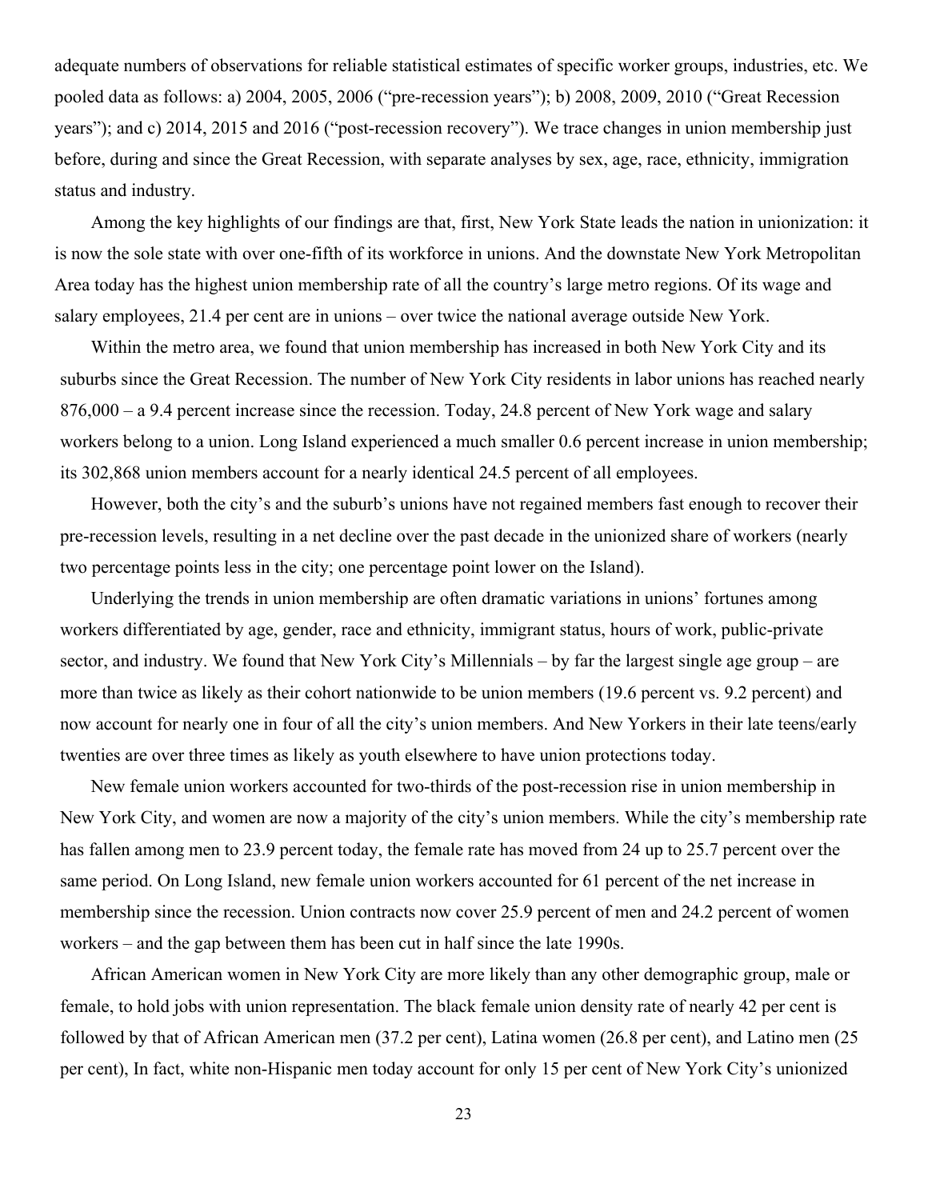adequate numbers of observations for reliable statistical estimates of specific worker groups, industries, etc. We pooled data as follows: a) 2004, 2005, 2006 ("pre-recession years"); b) 2008, 2009, 2010 ("Great Recession years"); and c) 2014, 2015 and 2016 ("post-recession recovery"). We trace changes in union membership just before, during and since the Great Recession, with separate analyses by sex, age, race, ethnicity, immigration status and industry.

Among the key highlights of our findings are that, first, New York State leads the nation in unionization: it is now the sole state with over one-fifth of its workforce in unions. And the downstate New York Metropolitan Area today has the highest union membership rate of all the country's large metro regions. Of its wage and salary employees, 21.4 per cent are in unions – over twice the national average outside New York.

Within the metro area, we found that union membership has increased in both New York City and its suburbs since the Great Recession. The number of New York City residents in labor unions has reached nearly 876,000 – a 9.4 percent increase since the recession. Today, 24.8 percent of New York wage and salary workers belong to a union. Long Island experienced a much smaller 0.6 percent increase in union membership; its 302,868 union members account for a nearly identical 24.5 percent of all employees.

However, both the city's and the suburb's unions have not regained members fast enough to recover their pre-recession levels, resulting in a net decline over the past decade in the unionized share of workers (nearly two percentage points less in the city; one percentage point lower on the Island).

Underlying the trends in union membership are often dramatic variations in unions' fortunes among workers differentiated by age, gender, race and ethnicity, immigrant status, hours of work, public-private sector, and industry. We found that New York City's Millennials – by far the largest single age group – are more than twice as likely as their cohort nationwide to be union members (19.6 percent vs. 9.2 percent) and now account for nearly one in four of all the city's union members. And New Yorkers in their late teens/early twenties are over three times as likely as youth elsewhere to have union protections today.

New female union workers accounted for two-thirds of the post-recession rise in union membership in New York City, and women are now a majority of the city's union members. While the city's membership rate has fallen among men to 23.9 percent today, the female rate has moved from 24 up to 25.7 percent over the same period. On Long Island, new female union workers accounted for 61 percent of the net increase in membership since the recession. Union contracts now cover 25.9 percent of men and 24.2 percent of women workers – and the gap between them has been cut in half since the late 1990s.

African American women in New York City are more likely than any other demographic group, male or female, to hold jobs with union representation. The black female union density rate of nearly 42 per cent is followed by that of African American men (37.2 per cent), Latina women (26.8 per cent), and Latino men (25 per cent), In fact, white non-Hispanic men today account for only 15 per cent of New York City's unionized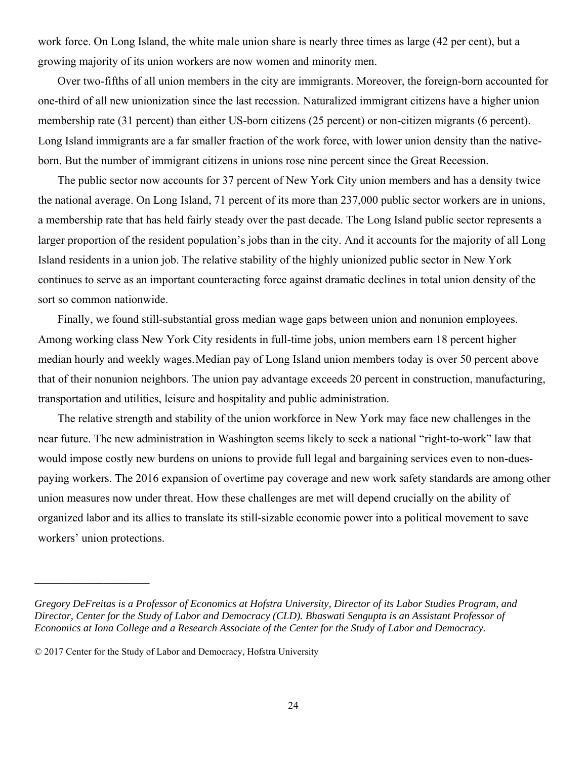work force. On Long Island, the white male union share is nearly three times as large (42 per cent), but a growing majority of its union workers are now women and minority men.

Over two-fifths of all union members in the city are immigrants. Moreover, the foreign-born accounted for one-third of all new unionization since the last recession. Naturalized immigrant citizens have a higher union membership rate (31 percent) than either US-born citizens (25 percent) or non-citizen migrants (6 percent). Long Island immigrants are a far smaller fraction of the work force, with lower union density than the native-born. But the number of immigrant citizens in unions rose nine percent since the Great Recession.

The public sector now accounts for 37 percent of New York City union members and has a density twice the national average. On Long Island, 71 percent of its more than 237,000 public sector workers are in unions, a membership rate that has held fairly steady over the past decade. The Long Island public sector represents a larger proportion of the resident population's jobs than in the city. And it accounts for the majority of all Long Island residents in a union job. The relative stability of the highly unionized public sector in New York continues to serve as an important counteracting force against dramatic declines in total union density of the sort so common nationwide.

Finally, we found still-substantial gross median wage gaps between union and nonunion employees. Among working class New York City residents in full-time jobs, union members earn 18 percent higher median hourly and weekly wages. Median pay of Long Island union members today is over 50 percent above that of their nonunion neighbors. The union pay advantage exceeds 20 percent in construction, manufacturing, transportation and utilities, leisure and hospitality and public administration.

The relative strength and stability of the union workforce in New York may face new challenges in the near future. The new administration in Washington seems likely to seek a national "right-to-work" law that would impose costly new burdens on unions to provide full legal and bargaining services even to non-dues-paying workers. The 2016 expansion of overtime pay coverage and new work safety standards are among other union measures now under threat. How these challenges are met will depend crucially on the ability of organized labor and its allies to translate its still-sizable economic power into a political movement to save workers' union protections.

---

*Gregory DeFreitas is a Professor of Economics at Hofstra University, Director of its Labor Studies Program, and Director, Center for the Study of Labor and Democracy (CLD). Bhaswati Sengupta is an Assistant Professor of Economics at Iona College and a Research Associate of the Center for the Study of Labor and Democracy.*

© 2017 Center for the Study of Labor and Democracy, Hofstra University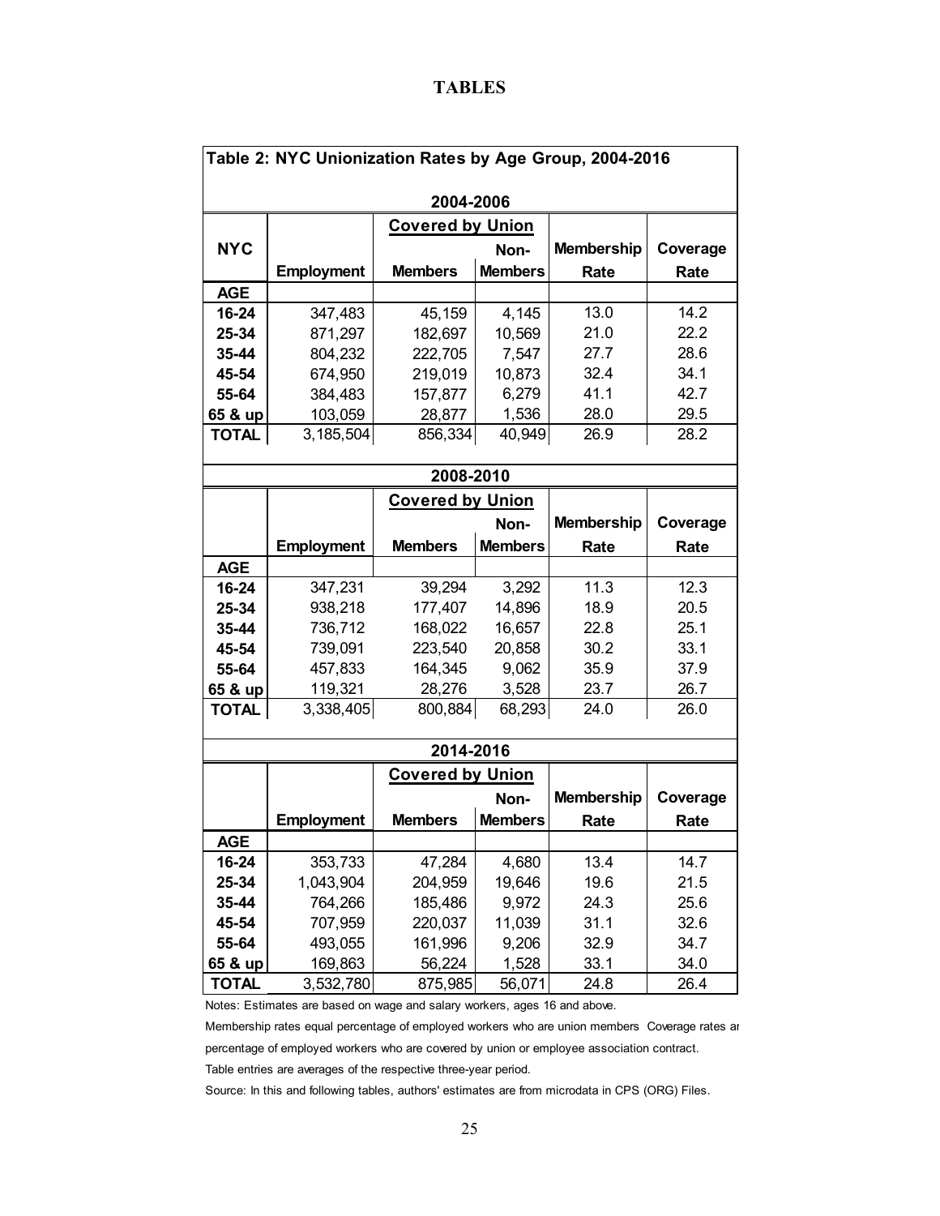# TABLES

**Table 2: NYC Unionization Rates by Age Group, 2004-2016**

**2004-2006**

| NYC | | Covered by Union | | Membership | Coverage |
|---|---|---|---|---|---|
| | Employment | Members | Non-Members | Rate | Rate |
| **AGE** | | | | | |
| **16-24** | 347,483 | 45,159 | 4,145 | 13.0 | 14.2 |
| **25-34** | 871,297 | 182,697 | 10,569 | 21.0 | 22.2 |
| **35-44** | 804,232 | 222,705 | 7,547 | 27.7 | 28.6 |
| **45-54** | 674,950 | 219,019 | 10,873 | 32.4 | 34.1 |
| **55-64** | 384,483 | 157,877 | 6,279 | 41.1 | 42.7 |
| **65 & up** | 103,059 | 28,877 | 1,536 | 28.0 | 29.5 |
| **TOTAL** | 3,185,504 | 856,334 | 40,949 | 26.9 | 28.2 |

**2008-2010**

| | | Covered by Union | | Membership | Coverage |
|---|---|---|---|---|---|
| | Employment | Members | Non-Members | Rate | Rate |
| **AGE** | | | | | |
| **16-24** | 347,231 | 39,294 | 3,292 | 11.3 | 12.3 |
| **25-34** | 938,218 | 177,407 | 14,896 | 18.9 | 20.5 |
| **35-44** | 736,712 | 168,022 | 16,657 | 22.8 | 25.1 |
| **45-54** | 739,091 | 223,540 | 20,858 | 30.2 | 33.1 |
| **55-64** | 457,833 | 164,345 | 9,062 | 35.9 | 37.9 |
| **65 & up** | 119,321 | 28,276 | 3,528 | 23.7 | 26.7 |
| **TOTAL** | 3,338,405 | 800,884 | 68,293 | 24.0 | 26.0 |

**2014-2016**

| | | Covered by Union | | Membership | Coverage |
|---|---|---|---|---|---|
| | Employment | Members | Non-Members | Rate | Rate |
| **AGE** | | | | | |
| **16-24** | 353,733 | 47,284 | 4,680 | 13.4 | 14.7 |
| **25-34** | 1,043,904 | 204,959 | 19,646 | 19.6 | 21.5 |
| **35-44** | 764,266 | 185,486 | 9,972 | 24.3 | 25.6 |
| **45-54** | 707,959 | 220,037 | 11,039 | 31.1 | 32.6 |
| **55-64** | 493,055 | 161,996 | 9,206 | 32.9 | 34.7 |
| **65 & up** | 169,863 | 56,224 | 1,528 | 33.1 | 34.0 |
| **TOTAL** | 3,532,780 | 875,985 | 56,071 | 24.8 | 26.4 |

Notes: Estimates are based on wage and salary workers, ages 16 and above.

Membership rates equal percentage of employed workers who are union members Coverage rates ar

percentage of employed workers who are covered by union or employee association contract.

Table entries are averages of the respective three-year period.

Source: In this and following tables, authors' estimates are from microdata in CPS (ORG) Files.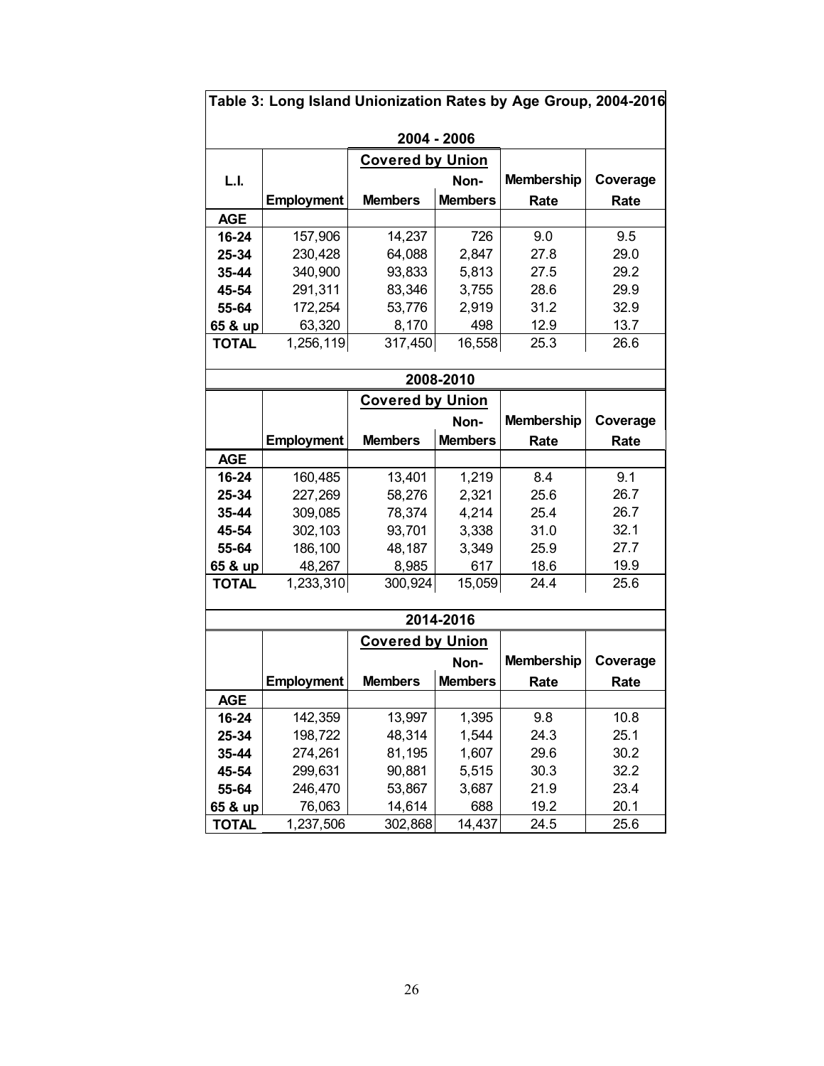**Table 3: Long Island Unionization Rates by Age Group, 2004-2016**

**2004 - 2006**

| L.I. | Employment | Covered by Union: Members | Covered by Union: Non-Members | Membership Rate | Coverage Rate |
|---|---|---|---|---|---|
| **AGE** | | | | | |
| **16-24** | 157,906 | 14,237 | 726 | 9.0 | 9.5 |
| **25-34** | 230,428 | 64,088 | 2,847 | 27.8 | 29.0 |
| **35-44** | 340,900 | 93,833 | 5,813 | 27.5 | 29.2 |
| **45-54** | 291,311 | 83,346 | 3,755 | 28.6 | 29.9 |
| **55-64** | 172,254 | 53,776 | 2,919 | 31.2 | 32.9 |
| **65 & up** | 63,320 | 8,170 | 498 | 12.9 | 13.7 |
| **TOTAL** | 1,256,119 | 317,450 | 16,558 | 25.3 | 26.6 |

**2008-2010**

| | Employment | Covered by Union: Members | Covered by Union: Non-Members | Membership Rate | Coverage Rate |
|---|---|---|---|---|---|
| **AGE** | | | | | |
| **16-24** | 160,485 | 13,401 | 1,219 | 8.4 | 9.1 |
| **25-34** | 227,269 | 58,276 | 2,321 | 25.6 | 26.7 |
| **35-44** | 309,085 | 78,374 | 4,214 | 25.4 | 26.7 |
| **45-54** | 302,103 | 93,701 | 3,338 | 31.0 | 32.1 |
| **55-64** | 186,100 | 48,187 | 3,349 | 25.9 | 27.7 |
| **65 & up** | 48,267 | 8,985 | 617 | 18.6 | 19.9 |
| **TOTAL** | 1,233,310 | 300,924 | 15,059 | 24.4 | 25.6 |

**2014-2016**

| | Employment | Covered by Union: Members | Covered by Union: Non-Members | Membership Rate | Coverage Rate |
|---|---|---|---|---|---|
| **AGE** | | | | | |
| **16-24** | 142,359 | 13,997 | 1,395 | 9.8 | 10.8 |
| **25-34** | 198,722 | 48,314 | 1,544 | 24.3 | 25.1 |
| **35-44** | 274,261 | 81,195 | 1,607 | 29.6 | 30.2 |
| **45-54** | 299,631 | 90,881 | 5,515 | 30.3 | 32.2 |
| **55-64** | 246,470 | 53,867 | 3,687 | 21.9 | 23.4 |
| **65 & up** | 76,063 | 14,614 | 688 | 19.2 | 20.1 |
| **TOTAL** | 1,237,506 | 302,868 | 14,437 | 24.5 | 25.6 |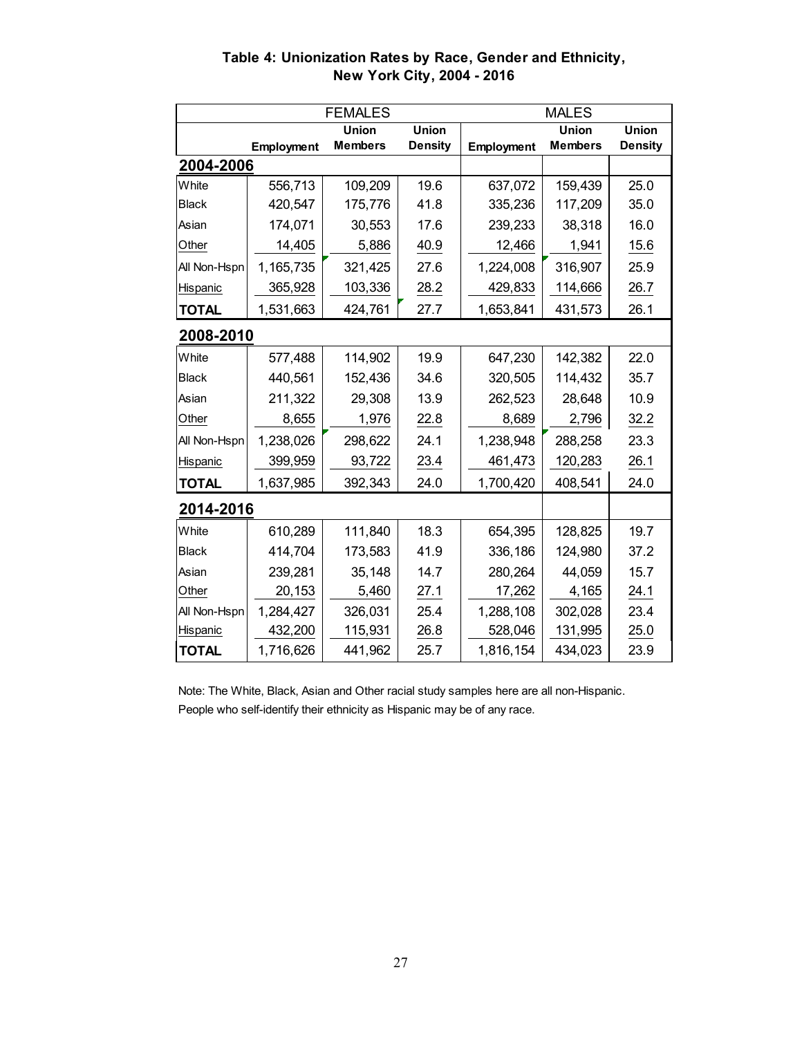**Table 4: Unionization Rates by Race, Gender and Ethnicity, New York City, 2004 - 2016**

| | FEMALES | | | MALES | | |
|---|---|---|---|---|---|---|
| | Employment | Union Members | Union Density | Employment | Union Members | Union Density |
| **2004-2006** | | | | | | |
| White | 556,713 | 109,209 | 19.6 | 637,072 | 159,439 | 25.0 |
| Black | 420,547 | 175,776 | 41.8 | 335,236 | 117,209 | 35.0 |
| Asian | 174,071 | 30,553 | 17.6 | 239,233 | 38,318 | 16.0 |
| Other | 14,405 | 5,886 | 40.9 | 12,466 | 1,941 | 15.6 |
| All Non-Hspn | 1,165,735 | 321,425 | 27.6 | 1,224,008 | 316,907 | 25.9 |
| Hispanic | 365,928 | 103,336 | 28.2 | 429,833 | 114,666 | 26.7 |
| **TOTAL** | 1,531,663 | 424,761 | 27.7 | 1,653,841 | 431,573 | 26.1 |
| **2008-2010** | | | | | | |
| White | 577,488 | 114,902 | 19.9 | 647,230 | 142,382 | 22.0 |
| Black | 440,561 | 152,436 | 34.6 | 320,505 | 114,432 | 35.7 |
| Asian | 211,322 | 29,308 | 13.9 | 262,523 | 28,648 | 10.9 |
| Other | 8,655 | 1,976 | 22.8 | 8,689 | 2,796 | 32.2 |
| All Non-Hspn | 1,238,026 | 298,622 | 24.1 | 1,238,948 | 288,258 | 23.3 |
| Hispanic | 399,959 | 93,722 | 23.4 | 461,473 | 120,283 | 26.1 |
| **TOTAL** | 1,637,985 | 392,343 | 24.0 | 1,700,420 | 408,541 | 24.0 |
| **2014-2016** | | | | | | |
| White | 610,289 | 111,840 | 18.3 | 654,395 | 128,825 | 19.7 |
| Black | 414,704 | 173,583 | 41.9 | 336,186 | 124,980 | 37.2 |
| Asian | 239,281 | 35,148 | 14.7 | 280,264 | 44,059 | 15.7 |
| Other | 20,153 | 5,460 | 27.1 | 17,262 | 4,165 | 24.1 |
| All Non-Hspn | 1,284,427 | 326,031 | 25.4 | 1,288,108 | 302,028 | 23.4 |
| Hispanic | 432,200 | 115,931 | 26.8 | 528,046 | 131,995 | 25.0 |
| **TOTAL** | 1,716,626 | 441,962 | 25.7 | 1,816,154 | 434,023 | 23.9 |

Note: The White, Black, Asian and Other racial study samples here are all non-Hispanic.
People who self-identify their ethnicity as Hispanic may be of any race.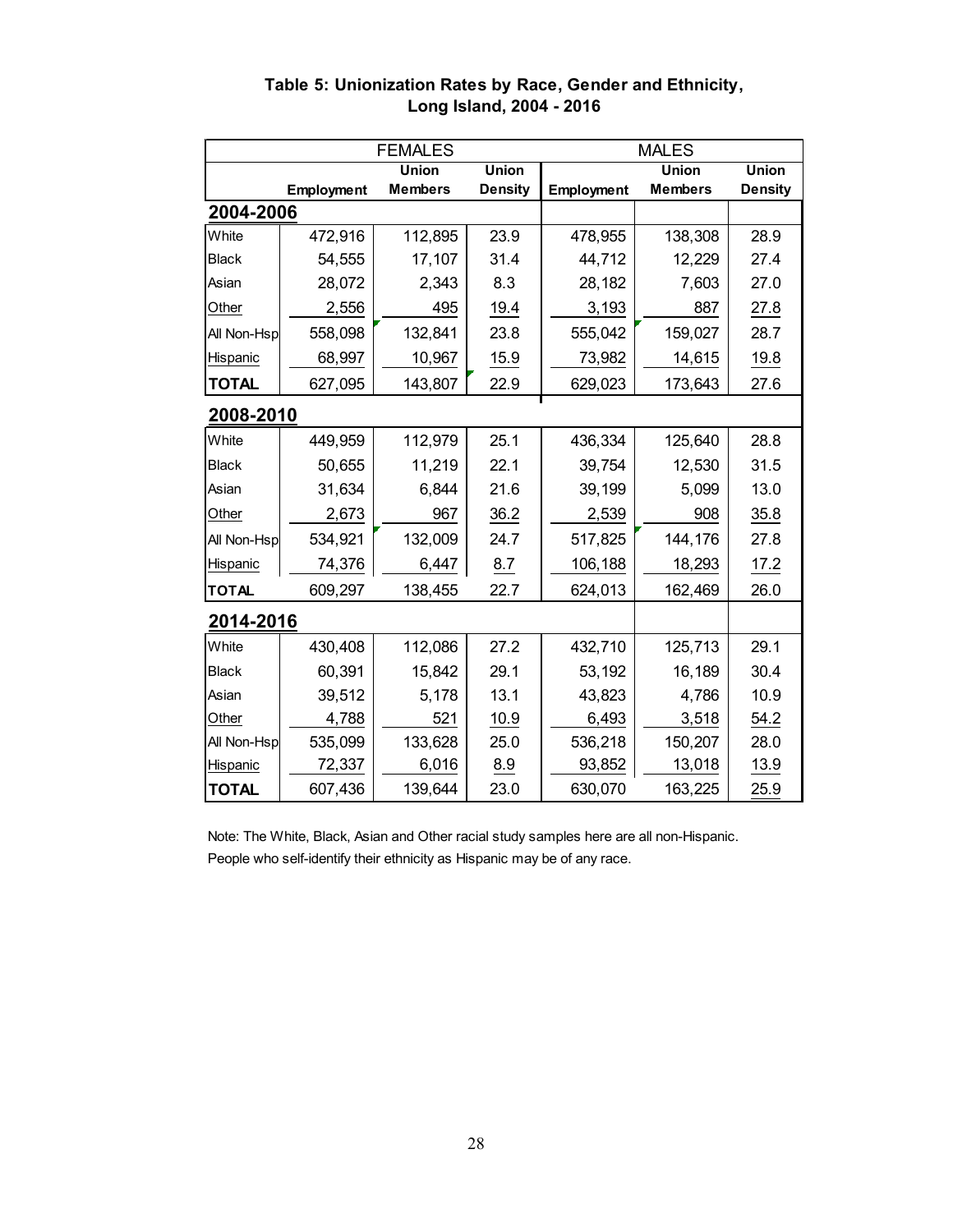**Table 5: Unionization Rates by Race, Gender and Ethnicity, Long Island, 2004 - 2016**

| | FEMALES | | | MALES | | |
|---|---|---|---|---|---|---|
| | Employment | Union Members | Union Density | Employment | Union Members | Union Density |
| **2004-2006** | | | | | | |
| White | 472,916 | 112,895 | 23.9 | 478,955 | 138,308 | 28.9 |
| Black | 54,555 | 17,107 | 31.4 | 44,712 | 12,229 | 27.4 |
| Asian | 28,072 | 2,343 | 8.3 | 28,182 | 7,603 | 27.0 |
| Other | 2,556 | 495 | 19.4 | 3,193 | 887 | 27.8 |
| All Non-Hsp | 558,098 | 132,841 | 23.8 | 555,042 | 159,027 | 28.7 |
| Hispanic | 68,997 | 10,967 | 15.9 | 73,982 | 14,615 | 19.8 |
| **TOTAL** | 627,095 | 143,807 | 22.9 | 629,023 | 173,643 | 27.6 |
| **2008-2010** | | | | | | |
| White | 449,959 | 112,979 | 25.1 | 436,334 | 125,640 | 28.8 |
| Black | 50,655 | 11,219 | 22.1 | 39,754 | 12,530 | 31.5 |
| Asian | 31,634 | 6,844 | 21.6 | 39,199 | 5,099 | 13.0 |
| Other | 2,673 | 967 | 36.2 | 2,539 | 908 | 35.8 |
| All Non-Hsp | 534,921 | 132,009 | 24.7 | 517,825 | 144,176 | 27.8 |
| Hispanic | 74,376 | 6,447 | 8.7 | 106,188 | 18,293 | 17.2 |
| **TOTAL** | 609,297 | 138,455 | 22.7 | 624,013 | 162,469 | 26.0 |
| **2014-2016** | | | | | | |
| White | 430,408 | 112,086 | 27.2 | 432,710 | 125,713 | 29.1 |
| Black | 60,391 | 15,842 | 29.1 | 53,192 | 16,189 | 30.4 |
| Asian | 39,512 | 5,178 | 13.1 | 43,823 | 4,786 | 10.9 |
| Other | 4,788 | 521 | 10.9 | 6,493 | 3,518 | 54.2 |
| All Non-Hsp | 535,099 | 133,628 | 25.0 | 536,218 | 150,207 | 28.0 |
| Hispanic | 72,337 | 6,016 | 8.9 | 93,852 | 13,018 | 13.9 |
| **TOTAL** | 607,436 | 139,644 | 23.0 | 630,070 | 163,225 | 25.9 |

Note: The White, Black, Asian and Other racial study samples here are all non-Hispanic.
People who self-identify their ethnicity as Hispanic may be of any race.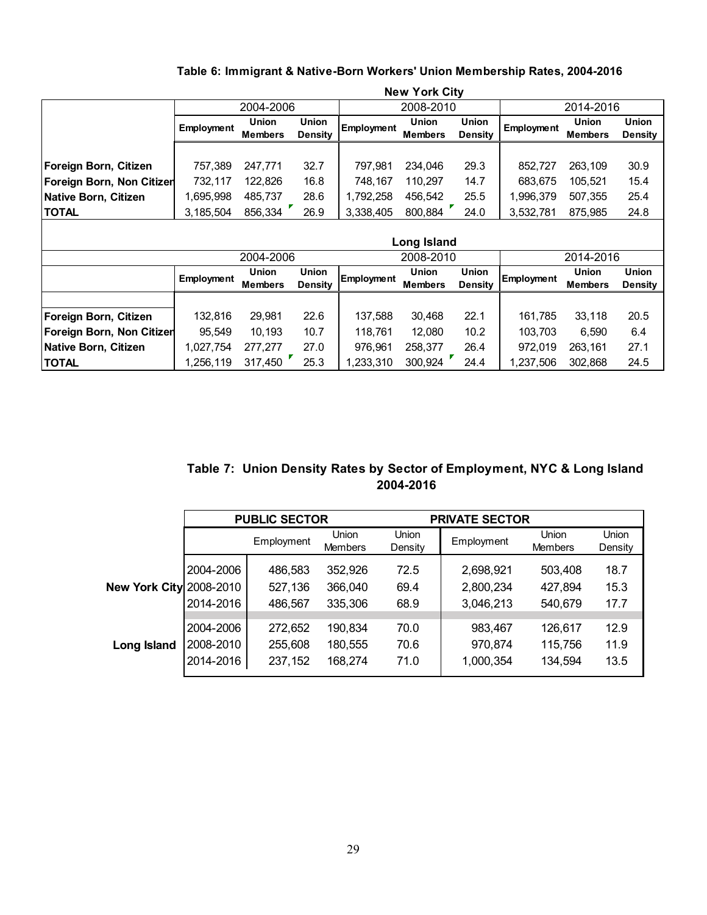### Table 6: Immigrant & Native-Born Workers' Union Membership Rates, 2004-2016

| New York City | 2004-2006 | | | 2008-2010 | | | 2014-2016 | | |
|---|---|---|---|---|---|---|---|---|---|
| | Employment | Union Members | Union Density | Employment | Union Members | Union Density | Employment | Union Members | Union Density |
| Foreign Born, Citizen | 757,389 | 247,771 | 32.7 | 797,981 | 234,046 | 29.3 | 852,727 | 263,109 | 30.9 |
| Foreign Born, Non Citizen | 732,117 | 122,826 | 16.8 | 748,167 | 110,297 | 14.7 | 683,675 | 105,521 | 15.4 |
| Native Born, Citizen | 1,695,998 | 485,737 | 28.6 | 1,792,258 | 456,542 | 25.5 | 1,996,379 | 507,355 | 25.4 |
| **TOTAL** | 3,185,504 | 856,334 | 26.9 | 3,338,405 | 800,884 | 24.0 | 3,532,781 | 875,985 | 24.8 |

| Long Island | 2004-2006 | | | 2008-2010 | | | 2014-2016 | | |
|---|---|---|---|---|---|---|---|---|---|
| | Employment | Union Members | Union Density | Employment | Union Members | Union Density | Employment | Union Members | Union Density |
| Foreign Born, Citizen | 132,816 | 29,981 | 22.6 | 137,588 | 30,468 | 22.1 | 161,785 | 33,118 | 20.5 |
| Foreign Born, Non Citizen | 95,549 | 10,193 | 10.7 | 118,761 | 12,080 | 10.2 | 103,703 | 6,590 | 6.4 |
| Native Born, Citizen | 1,027,754 | 277,277 | 27.0 | 976,961 | 258,377 | 26.4 | 972,019 | 263,161 | 27.1 |
| **TOTAL** | 1,256,119 | 317,450 | 25.3 | 1,233,310 | 300,924 | 24.4 | 1,237,506 | 302,868 | 24.5 |

### Table 7: Union Density Rates by Sector of Employment, NYC & Long Island 2004-2016

| | | PUBLIC SECTOR | | | PRIVATE SECTOR | | |
|---|---|---|---|---|---|---|---|
| | | Employment | Union Members | Union Density | Employment | Union Members | Union Density |
| **New York City** | 2004-2006 | 486,583 | 352,926 | 72.5 | 2,698,921 | 503,408 | 18.7 |
| | 2008-2010 | 527,136 | 366,040 | 69.4 | 2,800,234 | 427,894 | 15.3 |
| | 2014-2016 | 486,567 | 335,306 | 68.9 | 3,046,213 | 540,679 | 17.7 |
| **Long Island** | 2004-2006 | 272,652 | 190,834 | 70.0 | 983,467 | 126,617 | 12.9 |
| | 2008-2010 | 255,608 | 180,555 | 70.6 | 970,874 | 115,756 | 11.9 |
| | 2014-2016 | 237,152 | 168,274 | 71.0 | 1,000,354 | 134,594 | 13.5 |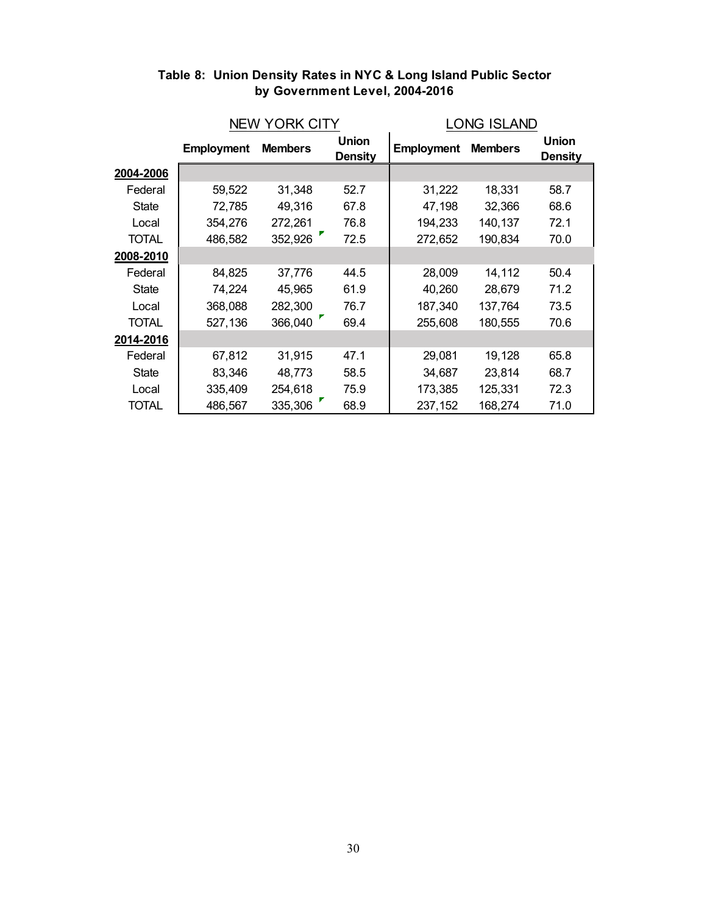**Table 8: Union Density Rates in NYC & Long Island Public Sector by Government Level, 2004-2016**

| | NEW YORK CITY | | | LONG ISLAND | | |
|---|---|---|---|---|---|---|
| | Employment | Members | Union Density | Employment | Members | Union Density |
| **2004-2006** | | | | | | |
| Federal | 59,522 | 31,348 | 52.7 | 31,222 | 18,331 | 58.7 |
| State | 72,785 | 49,316 | 67.8 | 47,198 | 32,366 | 68.6 |
| Local | 354,276 | 272,261 | 76.8 | 194,233 | 140,137 | 72.1 |
| TOTAL | 486,582 | 352,926 | 72.5 | 272,652 | 190,834 | 70.0 |
| **2008-2010** | | | | | | |
| Federal | 84,825 | 37,776 | 44.5 | 28,009 | 14,112 | 50.4 |
| State | 74,224 | 45,965 | 61.9 | 40,260 | 28,679 | 71.2 |
| Local | 368,088 | 282,300 | 76.7 | 187,340 | 137,764 | 73.5 |
| TOTAL | 527,136 | 366,040 | 69.4 | 255,608 | 180,555 | 70.6 |
| **2014-2016** | | | | | | |
| Federal | 67,812 | 31,915 | 47.1 | 29,081 | 19,128 | 65.8 |
| State | 83,346 | 48,773 | 58.5 | 34,687 | 23,814 | 68.7 |
| Local | 335,409 | 254,618 | 75.9 | 173,385 | 125,331 | 72.3 |
| TOTAL | 486,567 | 335,306 | 68.9 | 237,152 | 168,274 | 71.0 |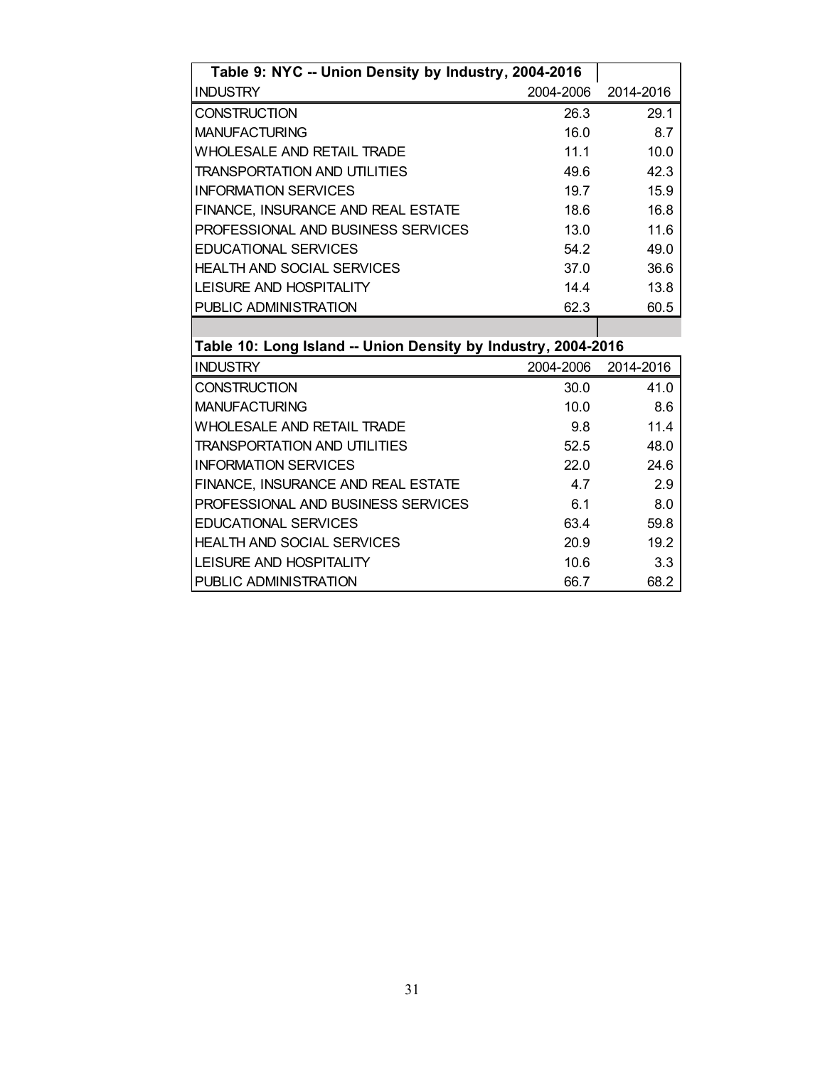**Table 9: NYC -- Union Density by Industry, 2004-2016**

| INDUSTRY | 2004-2006 | 2014-2016 |
|---|---|---|
| CONSTRUCTION | 26.3 | 29.1 |
| MANUFACTURING | 16.0 | 8.7 |
| WHOLESALE AND RETAIL TRADE | 11.1 | 10.0 |
| TRANSPORTATION AND UTILITIES | 49.6 | 42.3 |
| INFORMATION SERVICES | 19.7 | 15.9 |
| FINANCE, INSURANCE AND REAL ESTATE | 18.6 | 16.8 |
| PROFESSIONAL AND BUSINESS SERVICES | 13.0 | 11.6 |
| EDUCATIONAL SERVICES | 54.2 | 49.0 |
| HEALTH AND SOCIAL SERVICES | 37.0 | 36.6 |
| LEISURE AND HOSPITALITY | 14.4 | 13.8 |
| PUBLIC ADMINISTRATION | 62.3 | 60.5 |

**Table 10: Long Island -- Union Density by Industry, 2004-2016**

| INDUSTRY | 2004-2006 | 2014-2016 |
|---|---|---|
| CONSTRUCTION | 30.0 | 41.0 |
| MANUFACTURING | 10.0 | 8.6 |
| WHOLESALE AND RETAIL TRADE | 9.8 | 11.4 |
| TRANSPORTATION AND UTILITIES | 52.5 | 48.0 |
| INFORMATION SERVICES | 22.0 | 24.6 |
| FINANCE, INSURANCE AND REAL ESTATE | 4.7 | 2.9 |
| PROFESSIONAL AND BUSINESS SERVICES | 6.1 | 8.0 |
| EDUCATIONAL SERVICES | 63.4 | 59.8 |
| HEALTH AND SOCIAL SERVICES | 20.9 | 19.2 |
| LEISURE AND HOSPITALITY | 10.6 | 3.3 |
| PUBLIC ADMINISTRATION | 66.7 | 68.2 |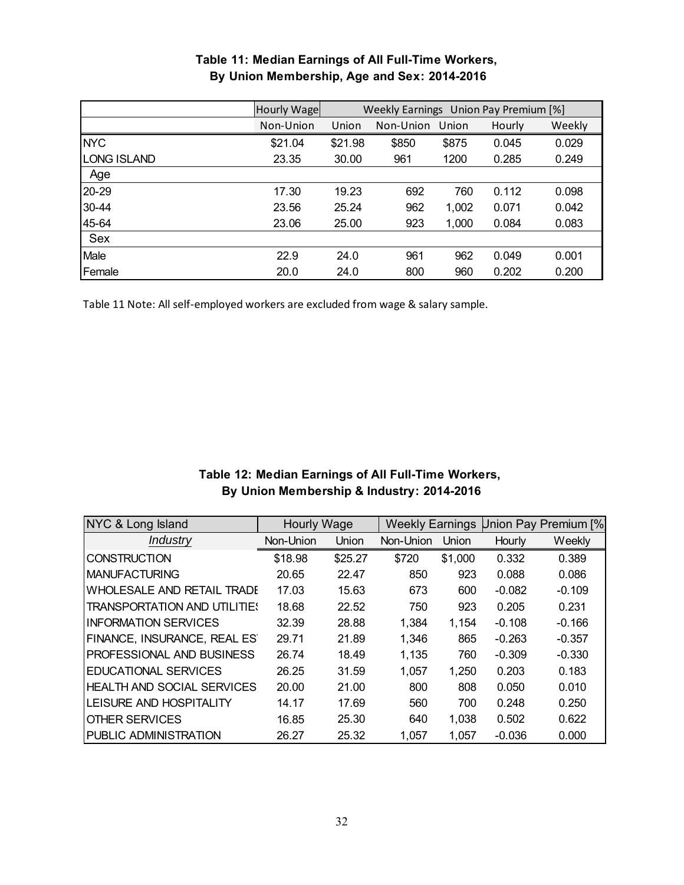**Table 11: Median Earnings of All Full-Time Workers, By Union Membership, Age and Sex: 2014-2016**

| | Hourly Wage | | Weekly Earnings | | Union Pay Premium [%] | |
|---|---|---|---|---|---|---|
| | Non-Union | Union | Non-Union | Union | Hourly | Weekly |
| NYC | $21.04 | $21.98 | $850 | $875 | 0.045 | 0.029 |
| LONG ISLAND | 23.35 | 30.00 | 961 | 1200 | 0.285 | 0.249 |
| Age | | | | | | |
| 20-29 | 17.30 | 19.23 | 692 | 760 | 0.112 | 0.098 |
| 30-44 | 23.56 | 25.24 | 962 | 1,002 | 0.071 | 0.042 |
| 45-64 | 23.06 | 25.00 | 923 | 1,000 | 0.084 | 0.083 |
| Sex | | | | | | |
| Male | 22.9 | 24.0 | 961 | 962 | 0.049 | 0.001 |
| Female | 20.0 | 24.0 | 800 | 960 | 0.202 | 0.200 |

Table 11 Note: All self-employed workers are excluded from wage & salary sample.

**Table 12: Median Earnings of All Full-Time Workers, By Union Membership & Industry: 2014-2016**

| NYC & Long Island | Hourly Wage | | Weekly Earnings | | Union Pay Premium [% | |
|---|---|---|---|---|---|---|
| *Industry* | Non-Union | Union | Non-Union | Union | Hourly | Weekly |
| CONSTRUCTION | $18.98 | $25.27 | $720 | $1,000 | 0.332 | 0.389 |
| MANUFACTURING | 20.65 | 22.47 | 850 | 923 | 0.088 | 0.086 |
| WHOLESALE AND RETAIL TRADE | 17.03 | 15.63 | 673 | 600 | -0.082 | -0.109 |
| TRANSPORTATION AND UTILITIES | 18.68 | 22.52 | 750 | 923 | 0.205 | 0.231 |
| INFORMATION SERVICES | 32.39 | 28.88 | 1,384 | 1,154 | -0.108 | -0.166 |
| FINANCE, INSURANCE, REAL EST | 29.71 | 21.89 | 1,346 | 865 | -0.263 | -0.357 |
| PROFESSIONAL AND BUSINESS | 26.74 | 18.49 | 1,135 | 760 | -0.309 | -0.330 |
| EDUCATIONAL SERVICES | 26.25 | 31.59 | 1,057 | 1,250 | 0.203 | 0.183 |
| HEALTH AND SOCIAL SERVICES | 20.00 | 21.00 | 800 | 808 | 0.050 | 0.010 |
| LEISURE AND HOSPITALITY | 14.17 | 17.69 | 560 | 700 | 0.248 | 0.250 |
| OTHER SERVICES | 16.85 | 25.30 | 640 | 1,038 | 0.502 | 0.622 |
| PUBLIC ADMINISTRATION | 26.27 | 25.32 | 1,057 | 1,057 | -0.036 | 0.000 |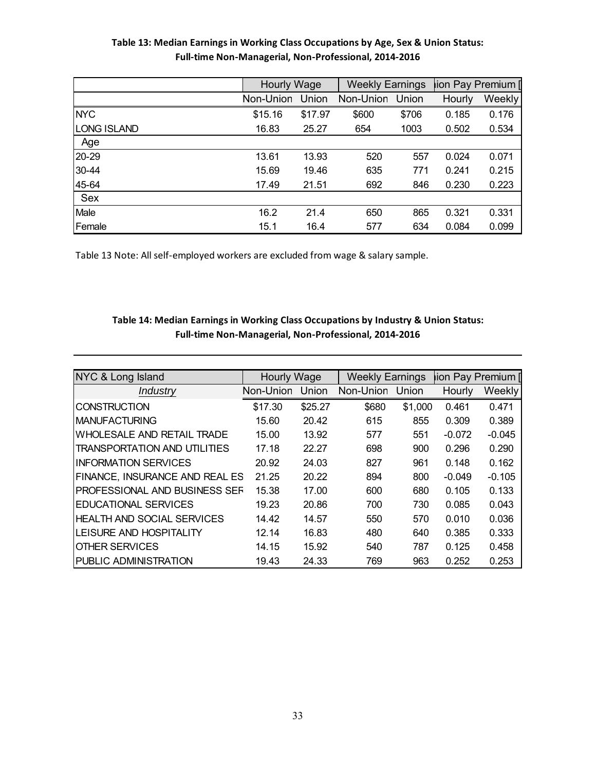**Table 13: Median Earnings in Working Class Occupations by Age, Sex & Union Status: Full-time Non-Managerial, Non-Professional, 2014-2016**

| | Hourly Wage | | Weekly Earnings | | ion Pay Premium [ | |
|---|---|---|---|---|---|---|
| | Non-Union | Union | Non-Union | Union | Hourly | Weekly |
| NYC | $15.16 | $17.97 | $600 | $706 | 0.185 | 0.176 |
| LONG ISLAND | 16.83 | 25.27 | 654 | 1003 | 0.502 | 0.534 |
| Age | | | | | | |
| 20-29 | 13.61 | 13.93 | 520 | 557 | 0.024 | 0.071 |
| 30-44 | 15.69 | 19.46 | 635 | 771 | 0.241 | 0.215 |
| 45-64 | 17.49 | 21.51 | 692 | 846 | 0.230 | 0.223 |
| Sex | | | | | | |
| Male | 16.2 | 21.4 | 650 | 865 | 0.321 | 0.331 |
| Female | 15.1 | 16.4 | 577 | 634 | 0.084 | 0.099 |

Table 13 Note: All self-employed workers are excluded from wage & salary sample.

**Table 14: Median Earnings in Working Class Occupations by Industry & Union Status: Full-time Non-Managerial, Non-Professional, 2014-2016**

| NYC & Long Island | Hourly Wage | | Weekly Earnings | | ion Pay Premium [ | |
|---|---|---|---|---|---|---|
| *Industry* | Non-Union | Union | Non-Union | Union | Hourly | Weekly |
| CONSTRUCTION | $17.30 | $25.27 | $680 | $1,000 | 0.461 | 0.471 |
| MANUFACTURING | 15.60 | 20.42 | 615 | 855 | 0.309 | 0.389 |
| WHOLESALE AND RETAIL TRADE | 15.00 | 13.92 | 577 | 551 | -0.072 | -0.045 |
| TRANSPORTATION AND UTILITIES | 17.18 | 22.27 | 698 | 900 | 0.296 | 0.290 |
| INFORMATION SERVICES | 20.92 | 24.03 | 827 | 961 | 0.148 | 0.162 |
| FINANCE, INSURANCE AND REAL ES | 21.25 | 20.22 | 894 | 800 | -0.049 | -0.105 |
| PROFESSIONAL AND BUSINESS SEF | 15.38 | 17.00 | 600 | 680 | 0.105 | 0.133 |
| EDUCATIONAL SERVICES | 19.23 | 20.86 | 700 | 730 | 0.085 | 0.043 |
| HEALTH AND SOCIAL SERVICES | 14.42 | 14.57 | 550 | 570 | 0.010 | 0.036 |
| LEISURE AND HOSPITALITY | 12.14 | 16.83 | 480 | 640 | 0.385 | 0.333 |
| OTHER SERVICES | 14.15 | 15.92 | 540 | 787 | 0.125 | 0.458 |
| PUBLIC ADMINISTRATION | 19.43 | 24.33 | 769 | 963 | 0.252 | 0.253 |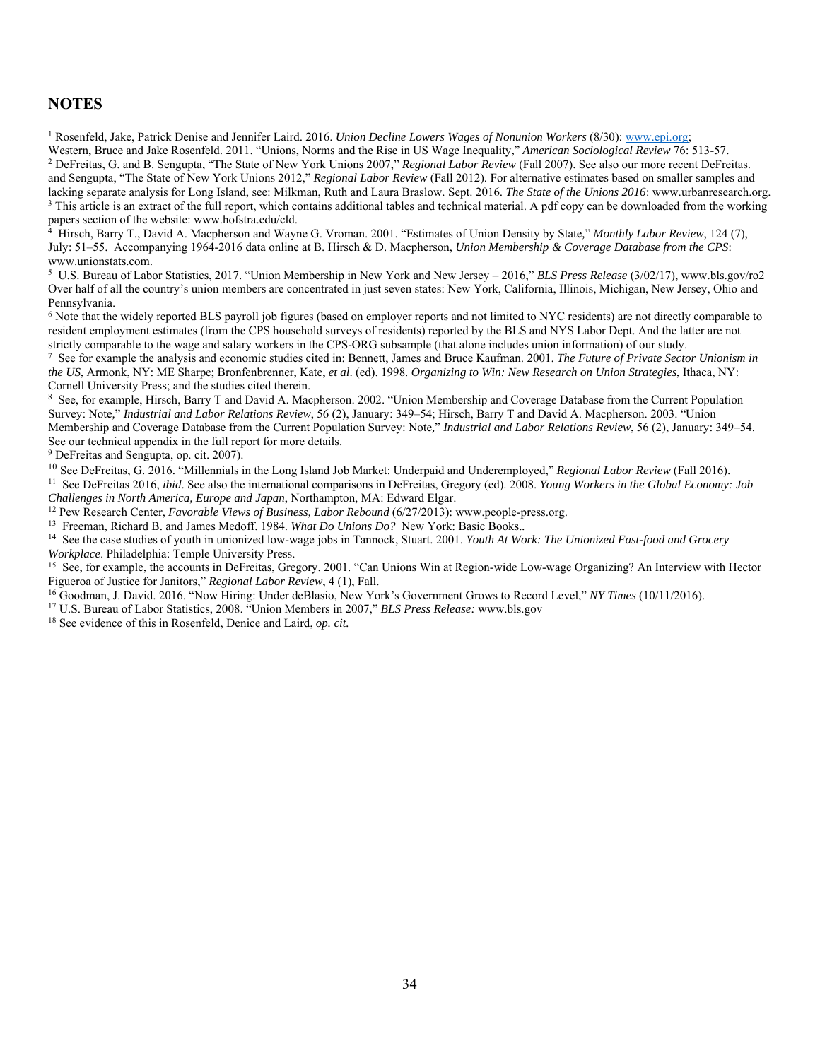## NOTES

[1] Rosenfeld, Jake, Patrick Denise and Jennifer Laird. 2016. *Union Decline Lowers Wages of Nonunion Workers* (8/30): www.epi.org; Western, Bruce and Jake Rosenfeld. 2011. "Unions, Norms and the Rise in US Wage Inequality," *American Sociological Review* 76: 513-57.

[2] DeFreitas, G. and B. Sengupta, "The State of New York Unions 2007," *Regional Labor Review* (Fall 2007). See also our more recent DeFreitas. and Sengupta, "The State of New York Unions 2012," *Regional Labor Review* (Fall 2012). For alternative estimates based on smaller samples and lacking separate analysis for Long Island, see: Milkman, Ruth and Laura Braslow. Sept. 2016. *The State of the Unions 2016*: www.urbanresearch.org.

[3] This article is an extract of the full report, which contains additional tables and technical material. A pdf copy can be downloaded from the working papers section of the website: www.hofstra.edu/cld.

[4] Hirsch, Barry T., David A. Macpherson and Wayne G. Vroman. 2001. "Estimates of Union Density by State," *Monthly Labor Review*, 124 (7), July: 51–55. Accompanying 1964-2016 data online at B. Hirsch & D. Macpherson, *Union Membership & Coverage Database from the CPS*: www.unionstats.com.

[5] U.S. Bureau of Labor Statistics, 2017. "Union Membership in New York and New Jersey – 2016," *BLS Press Release* (3/02/17), www.bls.gov/ro2 Over half of all the country's union members are concentrated in just seven states: New York, California, Illinois, Michigan, New Jersey, Ohio and Pennsylvania.

[6] Note that the widely reported BLS payroll job figures (based on employer reports and not limited to NYC residents) are not directly comparable to resident employment estimates (from the CPS household surveys of residents) reported by the BLS and NYS Labor Dept. And the latter are not strictly comparable to the wage and salary workers in the CPS-ORG subsample (that alone includes union information) of our study.

[7] See for example the analysis and economic studies cited in: Bennett, James and Bruce Kaufman. 2001. *The Future of Private Sector Unionism in the US*, Armonk, NY: ME Sharpe; Bronfenbrenner, Kate, *et al*. (ed). 1998. *Organizing to Win: New Research on Union Strategies*, Ithaca, NY: Cornell University Press; and the studies cited therein.

[8] See, for example, Hirsch, Barry T and David A. Macpherson. 2002. "Union Membership and Coverage Database from the Current Population Survey: Note," *Industrial and Labor Relations Review*, 56 (2), January: 349–54; Hirsch, Barry T and David A. Macpherson. 2003. "Union Membership and Coverage Database from the Current Population Survey: Note," *Industrial and Labor Relations Review*, 56 (2), January: 349–54. See our technical appendix in the full report for more details.

[9] DeFreitas and Sengupta, op. cit. 2007).

[10] See DeFreitas, G. 2016. "Millennials in the Long Island Job Market: Underpaid and Underemployed," *Regional Labor Review* (Fall 2016).

[11] See DeFreitas 2016, *ibid*. See also the international comparisons in DeFreitas, Gregory (ed). 2008. *Young Workers in the Global Economy: Job Challenges in North America, Europe and Japan*, Northampton, MA: Edward Elgar.

[12] Pew Research Center, *Favorable Views of Business, Labor Rebound* (6/27/2013): www.people-press.org.

[13] Freeman, Richard B. and James Medoff. 1984. *What Do Unions Do?* New York: Basic Books..

[14] See the case studies of youth in unionized low-wage jobs in Tannock, Stuart. 2001. *Youth At Work: The Unionized Fast-food and Grocery Workplace*. Philadelphia: Temple University Press.

[15] See, for example, the accounts in DeFreitas, Gregory. 2001. "Can Unions Win at Region-wide Low-wage Organizing? An Interview with Hector Figueroa of Justice for Janitors," *Regional Labor Review*, 4 (1), Fall.

[16] Goodman, J. David. 2016. "Now Hiring: Under deBlasio, New York's Government Grows to Record Level," *NY Times* (10/11/2016).

[17] U.S. Bureau of Labor Statistics, 2008. "Union Members in 2007," *BLS Press Release:* www.bls.gov

[18] See evidence of this in Rosenfeld, Denice and Laird, *op. cit.*